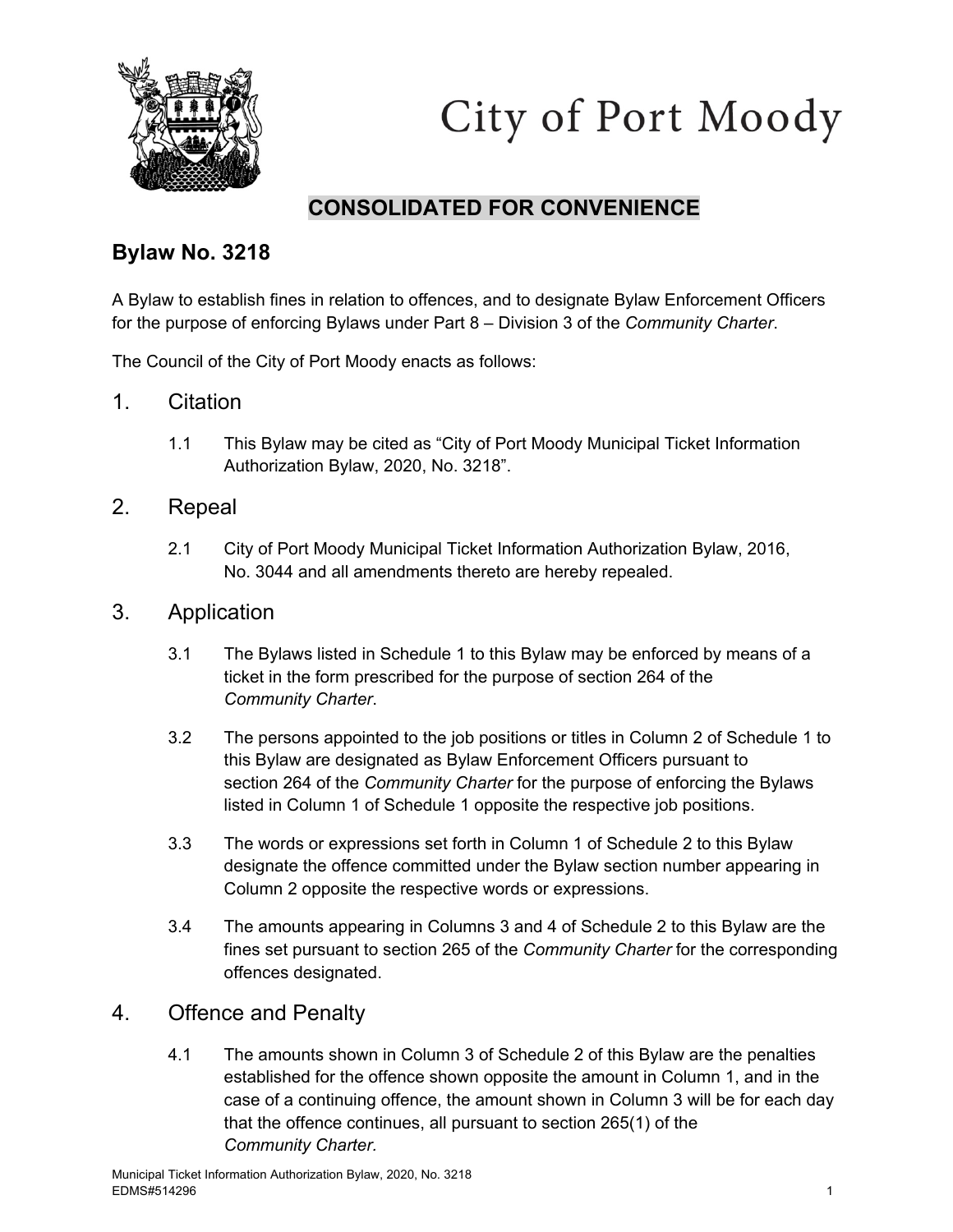City of Port Moody

**CONSOLIDATED FOR CONVENIENCE**

## Bylaw No. 3218

A Bylaw to establish fines in relation to offences, and to designate Bylaw Enforcement Officers for the purpose of enforcing Bylaws under Part 8 – Division 3 of the *Community Charter*.

The Council of the City of Port Moody enacts as follows:

# 1. Citation

1.1 This Bylaw may be cited as "City of Port Moody Municipal Ticket Information Authorization Bylaw, 2020, No. 3218".

# 2. Repeal

2.1 City of Port Moody Municipal Ticket Information Authorization Bylaw, 2016, No. 3044 and all amendments thereto are hereby repealed.

# 3. Application

3.1 The Bylaws listed in Schedule 1 to this Bylaw may be enforced by means of a ticket in the form prescribed for the purpose of section 264 of the *Community Charter*.

3.2 The persons appointed to the job positions or titles in Column 2 of Schedule 1 to this Bylaw are designated as Bylaw Enforcement Officers pursuant to section 264 of the *Community Charter* for the purpose of enforcing the Bylaws listed in Column 1 of Schedule 1 opposite the respective job positions.

3.3 The words or expressions set forth in Column 1 of Schedule 2 to this Bylaw designate the offence committed under the Bylaw section number appearing in Column 2 opposite the respective words or expressions.

3.4 The amounts appearing in Columns 3 and 4 of Schedule 2 to this Bylaw are the fines set pursuant to section 265 of the *Community Charter* for the corresponding offences designated.

# 4. Offence and Penalty

4.1 The amounts shown in Column 3 of Schedule 2 of this Bylaw are the penalties established for the offence shown opposite the amount in Column 1, and in the case of a continuing offence, the amount shown in Column 3 will be for each day that the offence continues, all pursuant to section 265(1) of the *Community Charter.*

Municipal Ticket Information Authorization Bylaw, 2020, No. 3218
EDMS#514296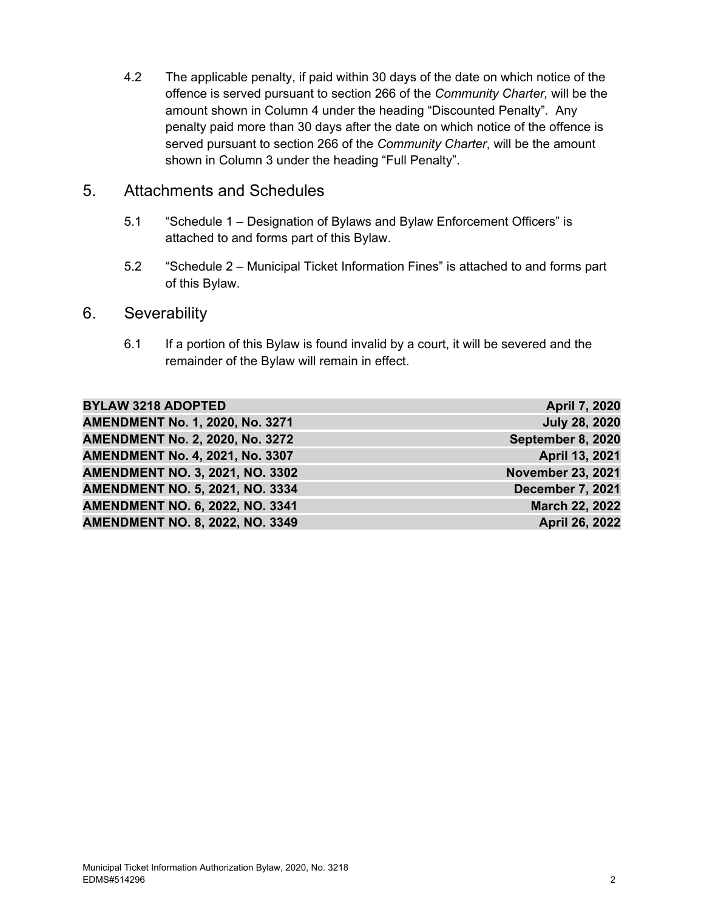4.2 The applicable penalty, if paid within 30 days of the date on which notice of the offence is served pursuant to section 266 of the *Community Charter,* will be the amount shown in Column 4 under the heading "Discounted Penalty". Any penalty paid more than 30 days after the date on which notice of the offence is served pursuant to section 266 of the *Community Charter*, will be the amount shown in Column 3 under the heading "Full Penalty".

## 5. Attachments and Schedules

5.1 "Schedule 1 – Designation of Bylaws and Bylaw Enforcement Officers" is attached to and forms part of this Bylaw.

5.2 "Schedule 2 – Municipal Ticket Information Fines" is attached to and forms part of this Bylaw.

## 6. Severability

6.1 If a portion of this Bylaw is found invalid by a court, it will be severed and the remainder of the Bylaw will remain in effect.

| | |
|---|---|
| **BYLAW 3218 ADOPTED** | **April 7, 2020** |
| **AMENDMENT No. 1, 2020, No. 3271** | **July 28, 2020** |
| **AMENDMENT No. 2, 2020, No. 3272** | **September 8, 2020** |
| **AMENDMENT No. 4, 2021, No. 3307** | **April 13, 2021** |
| **AMENDMENT NO. 3, 2021, NO. 3302** | **November 23, 2021** |
| **AMENDMENT NO. 5, 2021, NO. 3334** | **December 7, 2021** |
| **AMENDMENT NO. 6, 2022, NO. 3341** | **March 22, 2022** |
| **AMENDMENT NO. 8, 2022, NO. 3349** | **April 26, 2022** |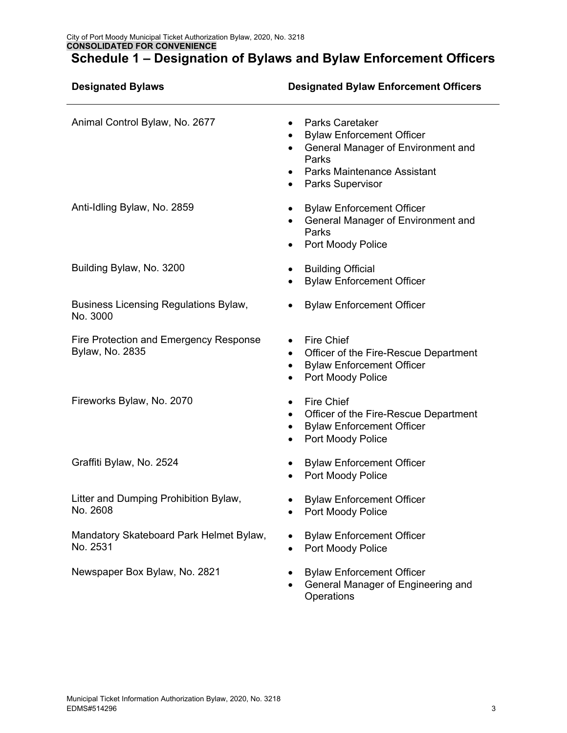# Schedule 1 – Designation of Bylaws and Bylaw Enforcement Officers

| Designated Bylaws | Designated Bylaw Enforcement Officers |
|---|---|
| Animal Control Bylaw, No. 2677 | • Parks Caretaker<br>• Bylaw Enforcement Officer<br>• General Manager of Environment and Parks<br>• Parks Maintenance Assistant<br>• Parks Supervisor |
| Anti-Idling Bylaw, No. 2859 | • Bylaw Enforcement Officer<br>• General Manager of Environment and Parks<br>• Port Moody Police |
| Building Bylaw, No. 3200 | • Building Official<br>• Bylaw Enforcement Officer |
| Business Licensing Regulations Bylaw, No. 3000 | • Bylaw Enforcement Officer |
| Fire Protection and Emergency Response Bylaw, No. 2835 | • Fire Chief<br>• Officer of the Fire-Rescue Department<br>• Bylaw Enforcement Officer<br>• Port Moody Police |
| Fireworks Bylaw, No. 2070 | • Fire Chief<br>• Officer of the Fire-Rescue Department<br>• Bylaw Enforcement Officer<br>• Port Moody Police |
| Graffiti Bylaw, No. 2524 | • Bylaw Enforcement Officer<br>• Port Moody Police |
| Litter and Dumping Prohibition Bylaw, No. 2608 | • Bylaw Enforcement Officer<br>• Port Moody Police |
| Mandatory Skateboard Park Helmet Bylaw, No. 2531 | • Bylaw Enforcement Officer<br>• Port Moody Police |
| Newspaper Box Bylaw, No. 2821 | • Bylaw Enforcement Officer<br>• General Manager of Engineering and Operations |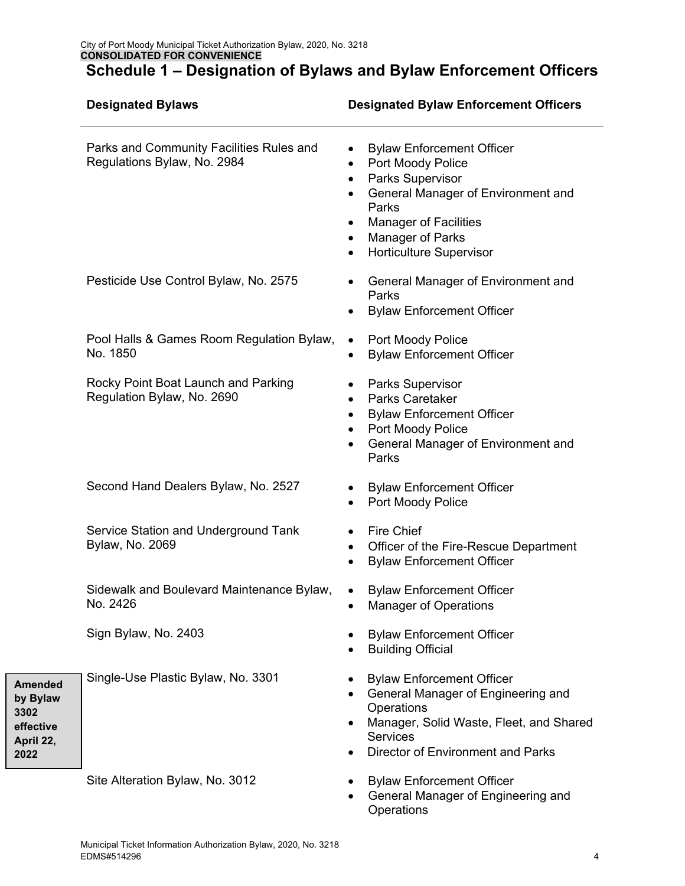## Schedule 1 – Designation of Bylaws and Bylaw Enforcement Officers

| Designated Bylaws | Designated Bylaw Enforcement Officers |
|---|---|
| Parks and Community Facilities Rules and Regulations Bylaw, No. 2984 | • Bylaw Enforcement Officer<br>• Port Moody Police<br>• Parks Supervisor<br>• General Manager of Environment and Parks<br>• Manager of Facilities<br>• Manager of Parks<br>• Horticulture Supervisor |
| Pesticide Use Control Bylaw, No. 2575 | • General Manager of Environment and Parks<br>• Bylaw Enforcement Officer |
| Pool Halls & Games Room Regulation Bylaw, No. 1850 | • Port Moody Police<br>• Bylaw Enforcement Officer |
| Rocky Point Boat Launch and Parking Regulation Bylaw, No. 2690 | • Parks Supervisor<br>• Parks Caretaker<br>• Bylaw Enforcement Officer<br>• Port Moody Police<br>• General Manager of Environment and Parks |
| Second Hand Dealers Bylaw, No. 2527 | • Bylaw Enforcement Officer<br>• Port Moody Police |
| Service Station and Underground Tank Bylaw, No. 2069 | • Fire Chief<br>• Officer of the Fire-Rescue Department<br>• Bylaw Enforcement Officer |
| Sidewalk and Boulevard Maintenance Bylaw, No. 2426 | • Bylaw Enforcement Officer<br>• Manager of Operations |
| Sign Bylaw, No. 2403 | • Bylaw Enforcement Officer<br>• Building Official |
| Single-Use Plastic Bylaw, No. 3301 | • Bylaw Enforcement Officer<br>• General Manager of Engineering and Operations<br>• Manager, Solid Waste, Fleet, and Shared Services<br>• Director of Environment and Parks |
| Site Alteration Bylaw, No. 3012 | • Bylaw Enforcement Officer<br>• General Manager of Engineering and Operations |

**Amended by Bylaw 3302 effective April 22, 2022**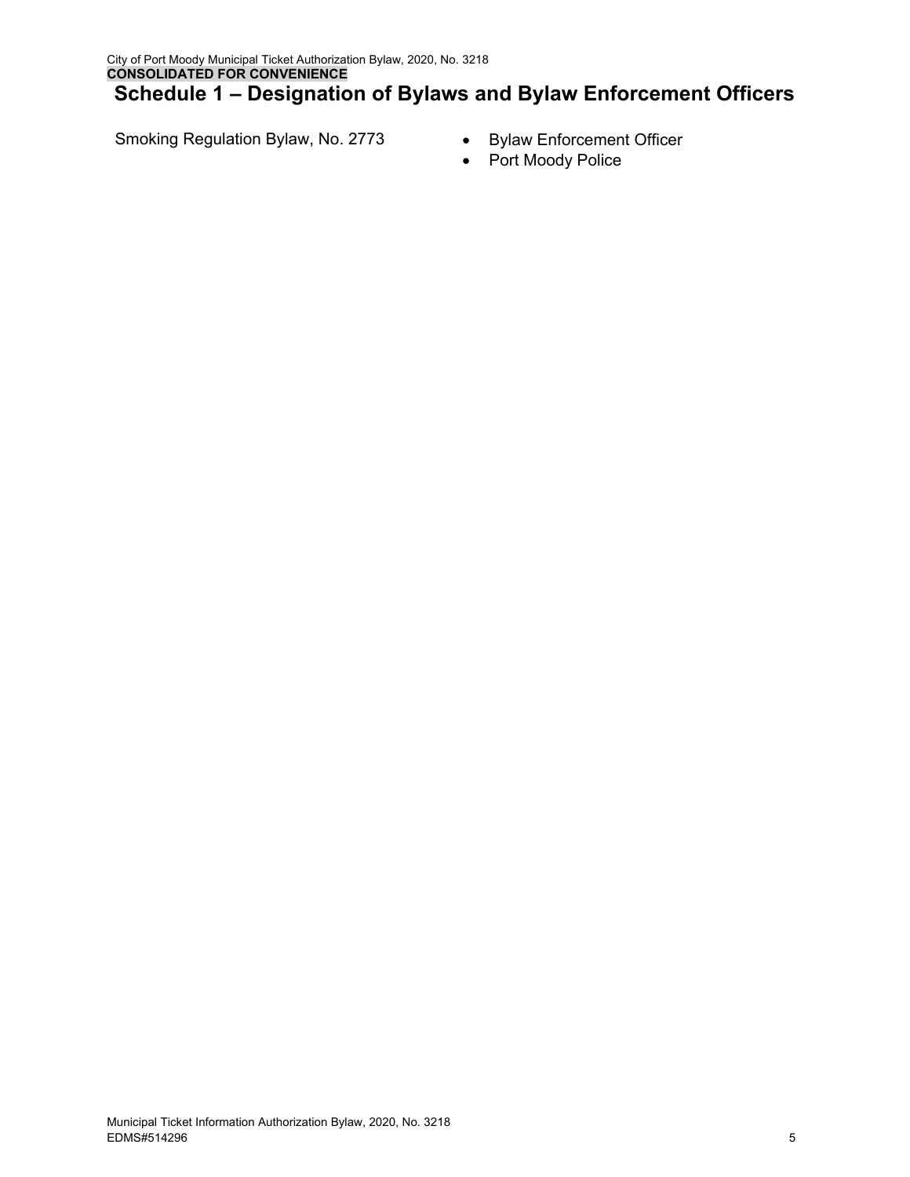# Schedule 1 – Designation of Bylaws and Bylaw Enforcement Officers

| Bylaw | Designated Officers |
| --- | --- |
| Smoking Regulation Bylaw, No. 2773 | • Bylaw Enforcement Officer<br>• Port Moody Police |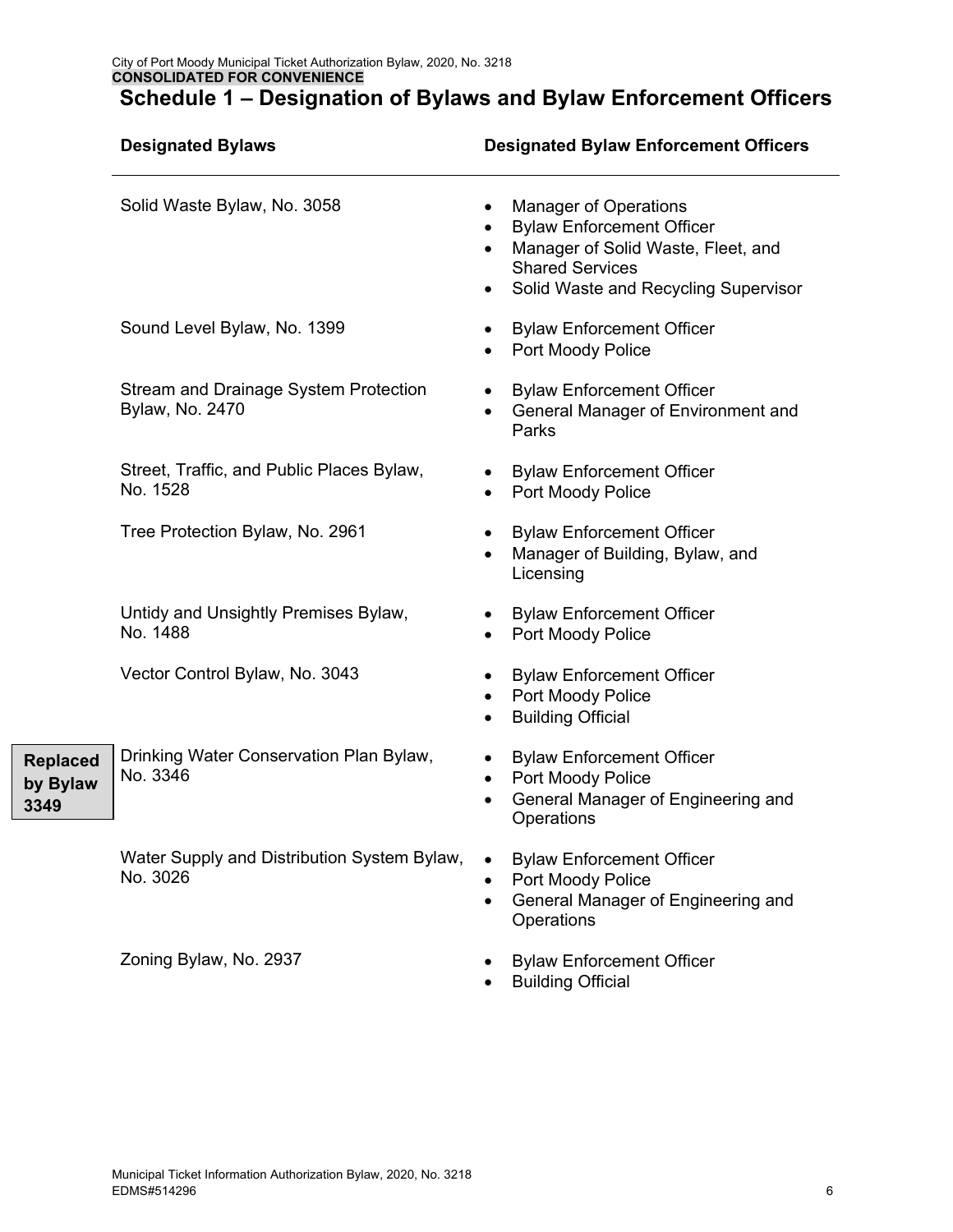## Schedule 1 – Designation of Bylaws and Bylaw Enforcement Officers

| Designated Bylaws | Designated Bylaw Enforcement Officers |
|---|---|
| Solid Waste Bylaw, No. 3058 | • Manager of Operations<br>• Bylaw Enforcement Officer<br>• Manager of Solid Waste, Fleet, and Shared Services<br>• Solid Waste and Recycling Supervisor |
| Sound Level Bylaw, No. 1399 | • Bylaw Enforcement Officer<br>• Port Moody Police |
| Stream and Drainage System Protection Bylaw, No. 2470 | • Bylaw Enforcement Officer<br>• General Manager of Environment and Parks |
| Street, Traffic, and Public Places Bylaw, No. 1528 | • Bylaw Enforcement Officer<br>• Port Moody Police |
| Tree Protection Bylaw, No. 2961 | • Bylaw Enforcement Officer<br>• Manager of Building, Bylaw, and Licensing |
| Untidy and Unsightly Premises Bylaw, No. 1488 | • Bylaw Enforcement Officer<br>• Port Moody Police |
| Vector Control Bylaw, No. 3043 | • Bylaw Enforcement Officer<br>• Port Moody Police<br>• Building Official |
| **[Replaced by Bylaw 3349]** Drinking Water Conservation Plan Bylaw, No. 3346 | • Bylaw Enforcement Officer<br>• Port Moody Police<br>• General Manager of Engineering and Operations |
| Water Supply and Distribution System Bylaw, No. 3026 | • Bylaw Enforcement Officer<br>• Port Moody Police<br>• General Manager of Engineering and Operations |
| Zoning Bylaw, No. 2937 | • Bylaw Enforcement Officer<br>• Building Official |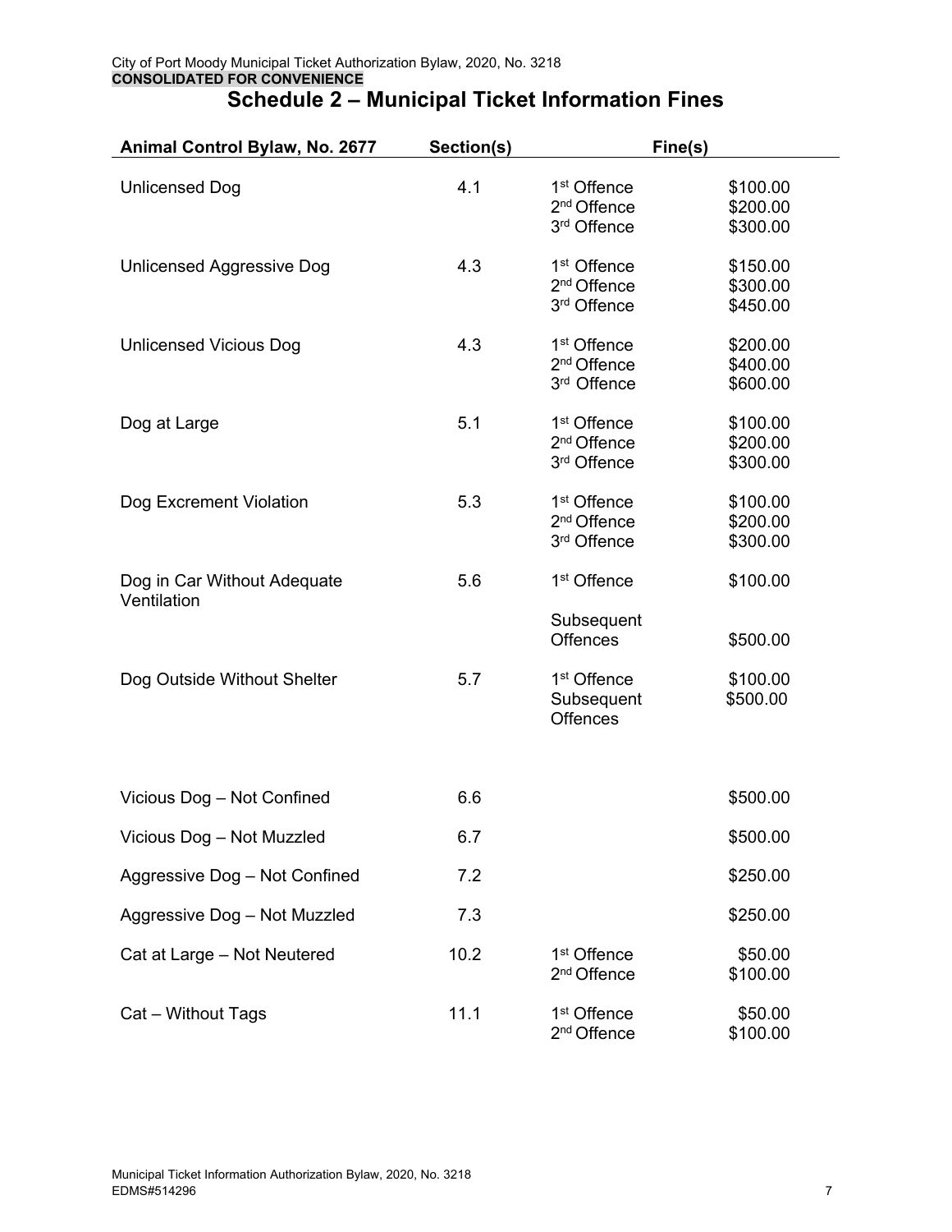City of Port Moody Municipal Ticket Authorization Bylaw, 2020, No. 3218
**CONSOLIDATED FOR CONVENIENCE**

# Schedule 2 – Municipal Ticket Information Fines

| Animal Control Bylaw, No. 2677 | Section(s) | Fine(s) | |
|---|---|---|---|
| Unlicensed Dog | 4.1 | 1st Offence<br>2nd Offence<br>3rd Offence | \$100.00<br>\$200.00<br>\$300.00 |
| Unlicensed Aggressive Dog | 4.3 | 1st Offence<br>2nd Offence<br>3rd Offence | \$150.00<br>\$300.00<br>\$450.00 |
| Unlicensed Vicious Dog | 4.3 | 1st Offence<br>2nd Offence<br>3rd Offence | \$200.00<br>\$400.00<br>\$600.00 |
| Dog at Large | 5.1 | 1st Offence<br>2nd Offence<br>3rd Offence | \$100.00<br>\$200.00<br>\$300.00 |
| Dog Excrement Violation | 5.3 | 1st Offence<br>2nd Offence<br>3rd Offence | \$100.00<br>\$200.00<br>\$300.00 |
| Dog in Car Without Adequate Ventilation | 5.6 | 1st Offence<br>Subsequent Offences | \$100.00<br>\$500.00 |
| Dog Outside Without Shelter | 5.7 | 1st Offence<br>Subsequent Offences | \$100.00<br>\$500.00 |
| Vicious Dog – Not Confined | 6.6 | | \$500.00 |
| Vicious Dog – Not Muzzled | 6.7 | | \$500.00 |
| Aggressive Dog – Not Confined | 7.2 | | \$250.00 |
| Aggressive Dog – Not Muzzled | 7.3 | | \$250.00 |
| Cat at Large – Not Neutered | 10.2 | 1st Offence<br>2nd Offence | \$50.00<br>\$100.00 |
| Cat – Without Tags | 11.1 | 1st Offence<br>2nd Offence | \$50.00<br>\$100.00 |

Municipal Ticket Information Authorization Bylaw, 2020, No. 3218
EDMS#514296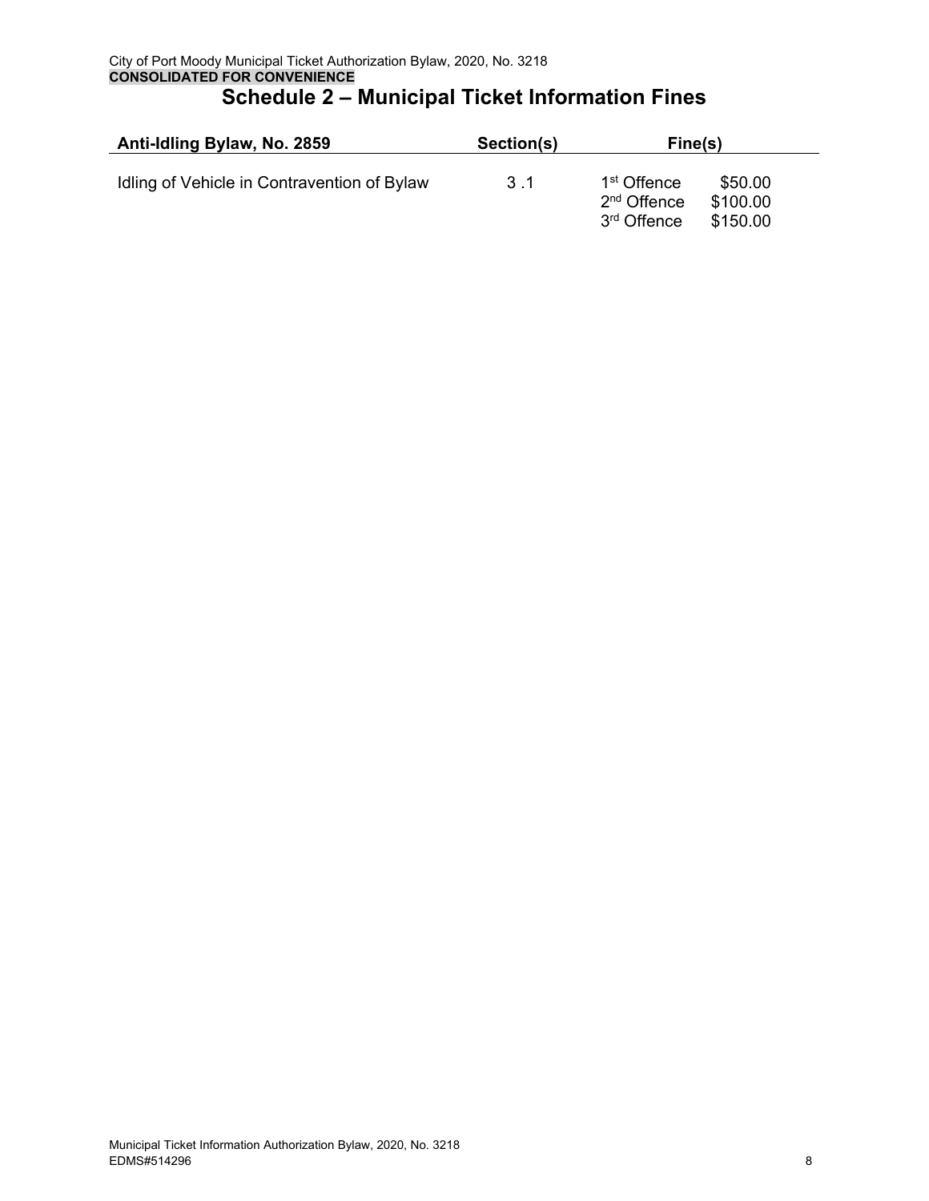# Schedule 2 – Municipal Ticket Information Fines

| Anti-Idling Bylaw, No. 2859 | Section(s) | Fine(s) | |
|---|---|---|---|
| Idling of Vehicle in Contravention of Bylaw | 3 .1 | 1st Offence | $50.00 |
| | | 2nd Offence | $100.00 |
| | | 3rd Offence | $150.00 |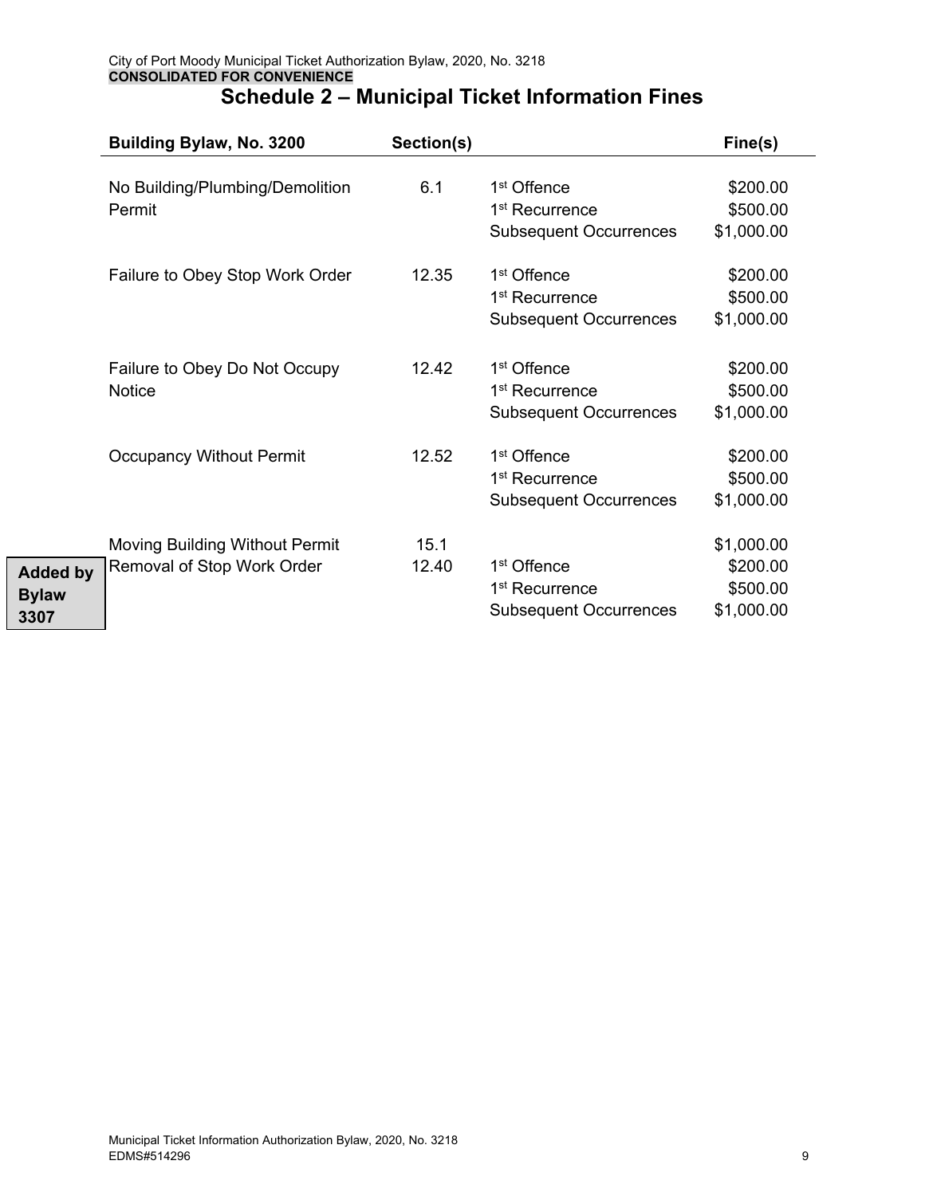City of Port Moody Municipal Ticket Authorization Bylaw, 2020, No. 3218
**CONSOLIDATED FOR CONVENIENCE**

# Schedule 2 – Municipal Ticket Information Fines

| Building Bylaw, No. 3200 | Section(s) | | Fine(s) |
|---|---|---|---|
| No Building/Plumbing/Demolition Permit | 6.1 | 1st Offence | $200.00 |
| | | 1st Recurrence | $500.00 |
| | | Subsequent Occurrences | $1,000.00 |
| Failure to Obey Stop Work Order | 12.35 | 1st Offence | $200.00 |
| | | 1st Recurrence | $500.00 |
| | | Subsequent Occurrences | $1,000.00 |
| Failure to Obey Do Not Occupy Notice | 12.42 | 1st Offence | $200.00 |
| | | 1st Recurrence | $500.00 |
| | | Subsequent Occurrences | $1,000.00 |
| Occupancy Without Permit | 12.52 | 1st Offence | $200.00 |
| | | 1st Recurrence | $500.00 |
| | | Subsequent Occurrences | $1,000.00 |
| Moving Building Without Permit | 15.1 | | $1,000.00 |
| Removal of Stop Work Order | 12.40 | 1st Offence | $200.00 |
| | | 1st Recurrence | $500.00 |
| | | Subsequent Occurrences | $1,000.00 |

**Added by Bylaw 3307**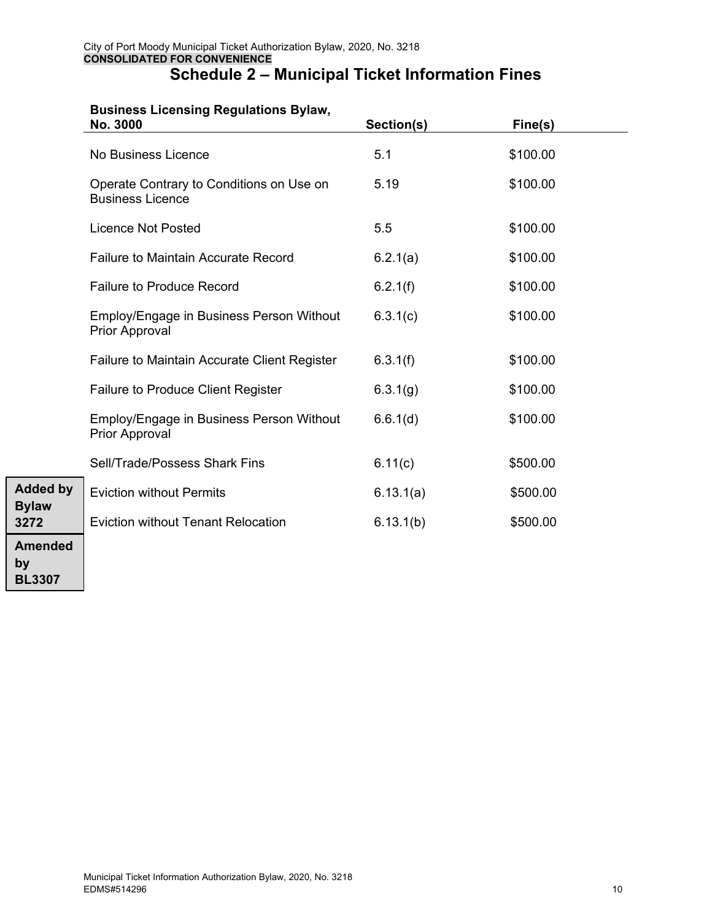City of Port Moody Municipal Ticket Authorization Bylaw, 2020, No. 3218
**CONSOLIDATED FOR CONVENIENCE**

# Schedule 2 – Municipal Ticket Information Fines

| Business Licensing Regulations Bylaw, No. 3000 | Section(s) | Fine(s) |
|---|---|---|
| No Business Licence | 5.1 | $100.00 |
| Operate Contrary to Conditions on Use on Business Licence | 5.19 | $100.00 |
| Licence Not Posted | 5.5 | $100.00 |
| Failure to Maintain Accurate Record | 6.2.1(a) | $100.00 |
| Failure to Produce Record | 6.2.1(f) | $100.00 |
| Employ/Engage in Business Person Without Prior Approval | 6.3.1(c) | $100.00 |
| Failure to Maintain Accurate Client Register | 6.3.1(f) | $100.00 |
| Failure to Produce Client Register | 6.3.1(g) | $100.00 |
| Employ/Engage in Business Person Without Prior Approval | 6.6.1(d) | $100.00 |
| Sell/Trade/Possess Shark Fins | 6.11(c) | $500.00 |
| Eviction without Permits | 6.13.1(a) | $500.00 |
| Eviction without Tenant Relocation | 6.13.1(b) | $500.00 |

**Added by Bylaw 3272**

**Amended by BL3307**

Municipal Ticket Information Authorization Bylaw, 2020, No. 3218
EDMS#514296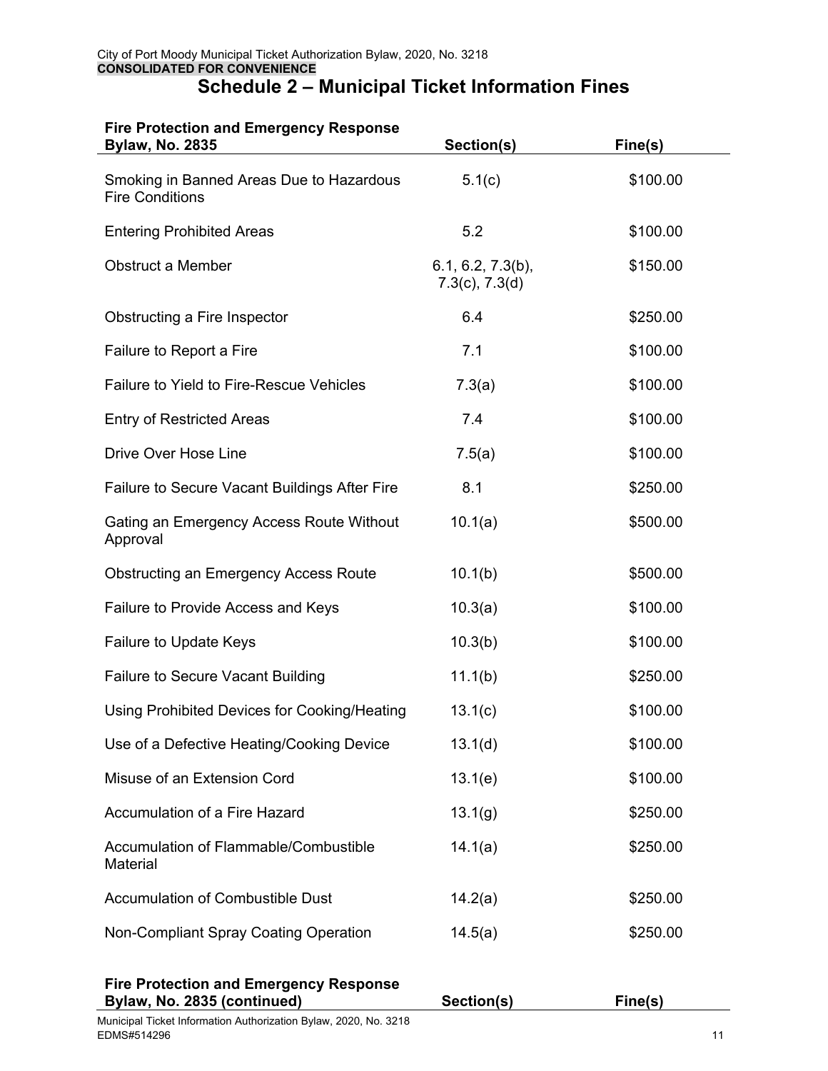# Schedule 2 – Municipal Ticket Information Fines

| Fire Protection and Emergency Response Bylaw, No. 2835 | Section(s) | Fine(s) |
|---|---|---|
| Smoking in Banned Areas Due to Hazardous Fire Conditions | 5.1(c) | $100.00 |
| Entering Prohibited Areas | 5.2 | $100.00 |
| Obstruct a Member | 6.1, 6.2, 7.3(b), 7.3(c), 7.3(d) | $150.00 |
| Obstructing a Fire Inspector | 6.4 | $250.00 |
| Failure to Report a Fire | 7.1 | $100.00 |
| Failure to Yield to Fire-Rescue Vehicles | 7.3(a) | $100.00 |
| Entry of Restricted Areas | 7.4 | $100.00 |
| Drive Over Hose Line | 7.5(a) | $100.00 |
| Failure to Secure Vacant Buildings After Fire | 8.1 | $250.00 |
| Gating an Emergency Access Route Without Approval | 10.1(a) | $500.00 |
| Obstructing an Emergency Access Route | 10.1(b) | $500.00 |
| Failure to Provide Access and Keys | 10.3(a) | $100.00 |
| Failure to Update Keys | 10.3(b) | $100.00 |
| Failure to Secure Vacant Building | 11.1(b) | $250.00 |
| Using Prohibited Devices for Cooking/Heating | 13.1(c) | $100.00 |
| Use of a Defective Heating/Cooking Device | 13.1(d) | $100.00 |
| Misuse of an Extension Cord | 13.1(e) | $100.00 |
| Accumulation of a Fire Hazard | 13.1(g) | $250.00 |
| Accumulation of Flammable/Combustible Material | 14.1(a) | $250.00 |
| Accumulation of Combustible Dust | 14.2(a) | $250.00 |
| Non-Compliant Spray Coating Operation | 14.5(a) | $250.00 |

| Fire Protection and Emergency Response Bylaw, No. 2835 (continued) | Section(s) | Fine(s) |
|---|---|---|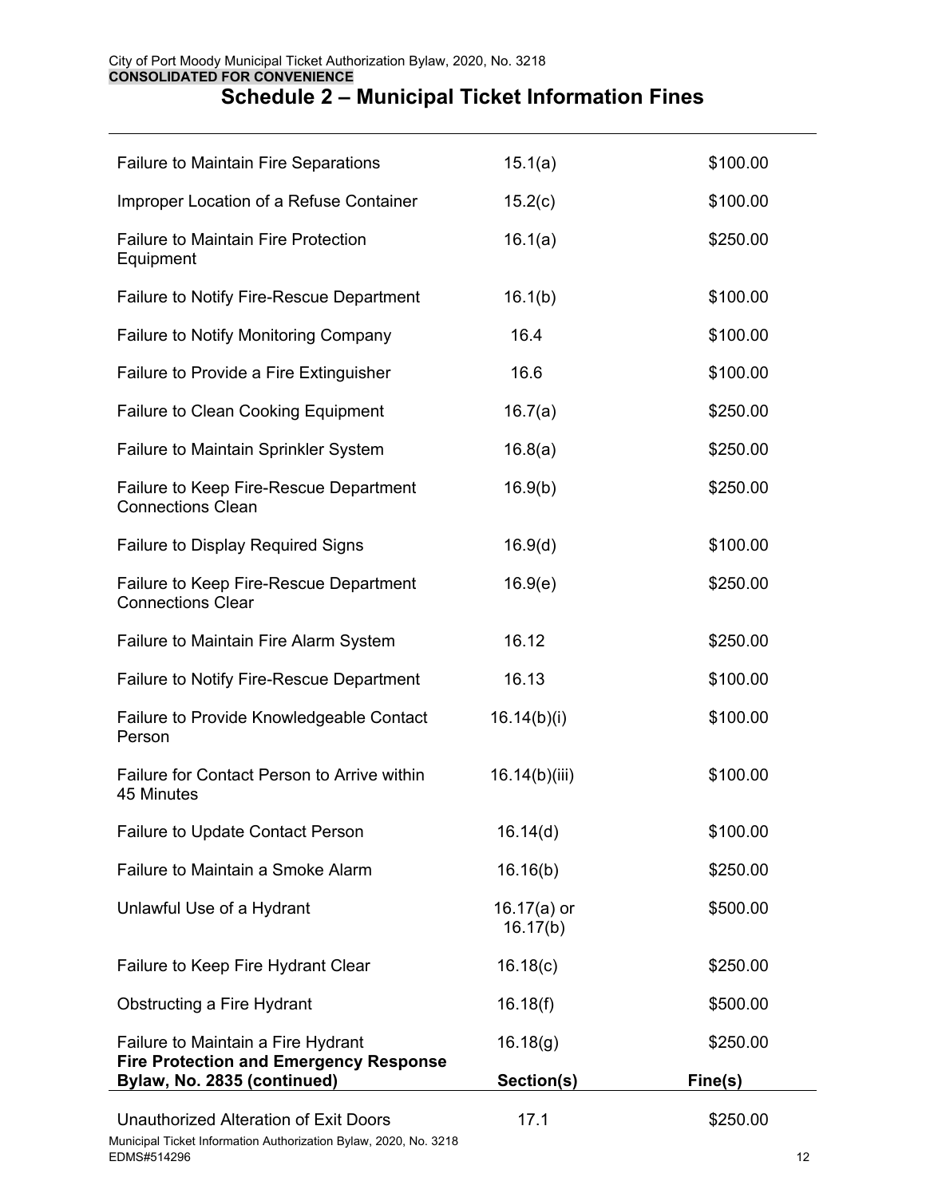# Schedule 2 – Municipal Ticket Information Fines

| | | |
|---|---|---|
| Failure to Maintain Fire Separations | 15.1(a) | $100.00 |
| Improper Location of a Refuse Container | 15.2(c) | $100.00 |
| Failure to Maintain Fire Protection Equipment | 16.1(a) | $250.00 |
| Failure to Notify Fire-Rescue Department | 16.1(b) | $100.00 |
| Failure to Notify Monitoring Company | 16.4 | $100.00 |
| Failure to Provide a Fire Extinguisher | 16.6 | $100.00 |
| Failure to Clean Cooking Equipment | 16.7(a) | $250.00 |
| Failure to Maintain Sprinkler System | 16.8(a) | $250.00 |
| Failure to Keep Fire-Rescue Department Connections Clean | 16.9(b) | $250.00 |
| Failure to Display Required Signs | 16.9(d) | $100.00 |
| Failure to Keep Fire-Rescue Department Connections Clear | 16.9(e) | $250.00 |
| Failure to Maintain Fire Alarm System | 16.12 | $250.00 |
| Failure to Notify Fire-Rescue Department | 16.13 | $100.00 |
| Failure to Provide Knowledgeable Contact Person | 16.14(b)(i) | $100.00 |
| Failure for Contact Person to Arrive within 45 Minutes | 16.14(b)(iii) | $100.00 |
| Failure to Update Contact Person | 16.14(d) | $100.00 |
| Failure to Maintain a Smoke Alarm | 16.16(b) | $250.00 |
| Unlawful Use of a Hydrant | 16.17(a) or 16.17(b) | $500.00 |
| Failure to Keep Fire Hydrant Clear | 16.18(c) | $250.00 |
| Obstructing a Fire Hydrant | 16.18(f) | $500.00 |
| Failure to Maintain a Fire Hydrant | 16.18(g) | $250.00 |

| **Fire Protection and Emergency Response Bylaw, No. 2835 (continued)** | **Section(s)** | **Fine(s)** |
|---|---|---|
| Unauthorized Alteration of Exit Doors | 17.1 | $250.00 |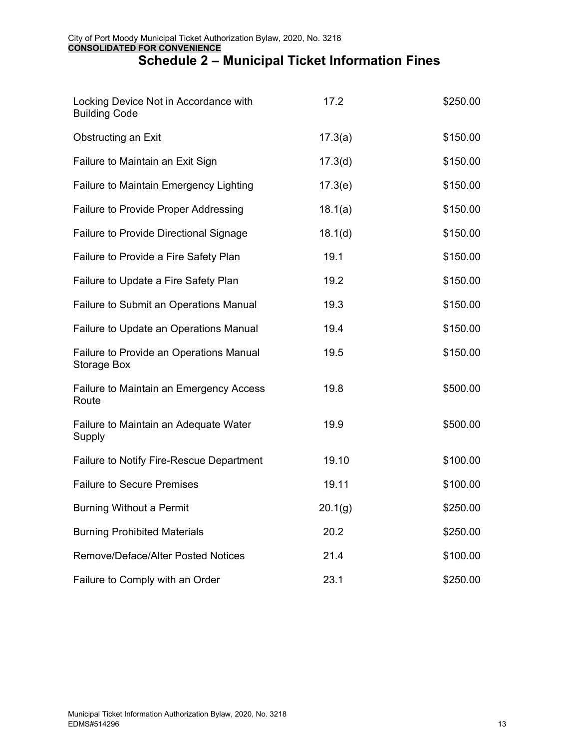# Schedule 2 – Municipal Ticket Information Fines

| | | |
|---|---|---|
| Locking Device Not in Accordance with Building Code | 17.2 | $250.00 |
| Obstructing an Exit | 17.3(a) | $150.00 |
| Failure to Maintain an Exit Sign | 17.3(d) | $150.00 |
| Failure to Maintain Emergency Lighting | 17.3(e) | $150.00 |
| Failure to Provide Proper Addressing | 18.1(a) | $150.00 |
| Failure to Provide Directional Signage | 18.1(d) | $150.00 |
| Failure to Provide a Fire Safety Plan | 19.1 | $150.00 |
| Failure to Update a Fire Safety Plan | 19.2 | $150.00 |
| Failure to Submit an Operations Manual | 19.3 | $150.00 |
| Failure to Update an Operations Manual | 19.4 | $150.00 |
| Failure to Provide an Operations Manual Storage Box | 19.5 | $150.00 |
| Failure to Maintain an Emergency Access Route | 19.8 | $500.00 |
| Failure to Maintain an Adequate Water Supply | 19.9 | $500.00 |
| Failure to Notify Fire-Rescue Department | 19.10 | $100.00 |
| Failure to Secure Premises | 19.11 | $100.00 |
| Burning Without a Permit | 20.1(g) | $250.00 |
| Burning Prohibited Materials | 20.2 | $250.00 |
| Remove/Deface/Alter Posted Notices | 21.4 | $100.00 |
| Failure to Comply with an Order | 23.1 | $250.00 |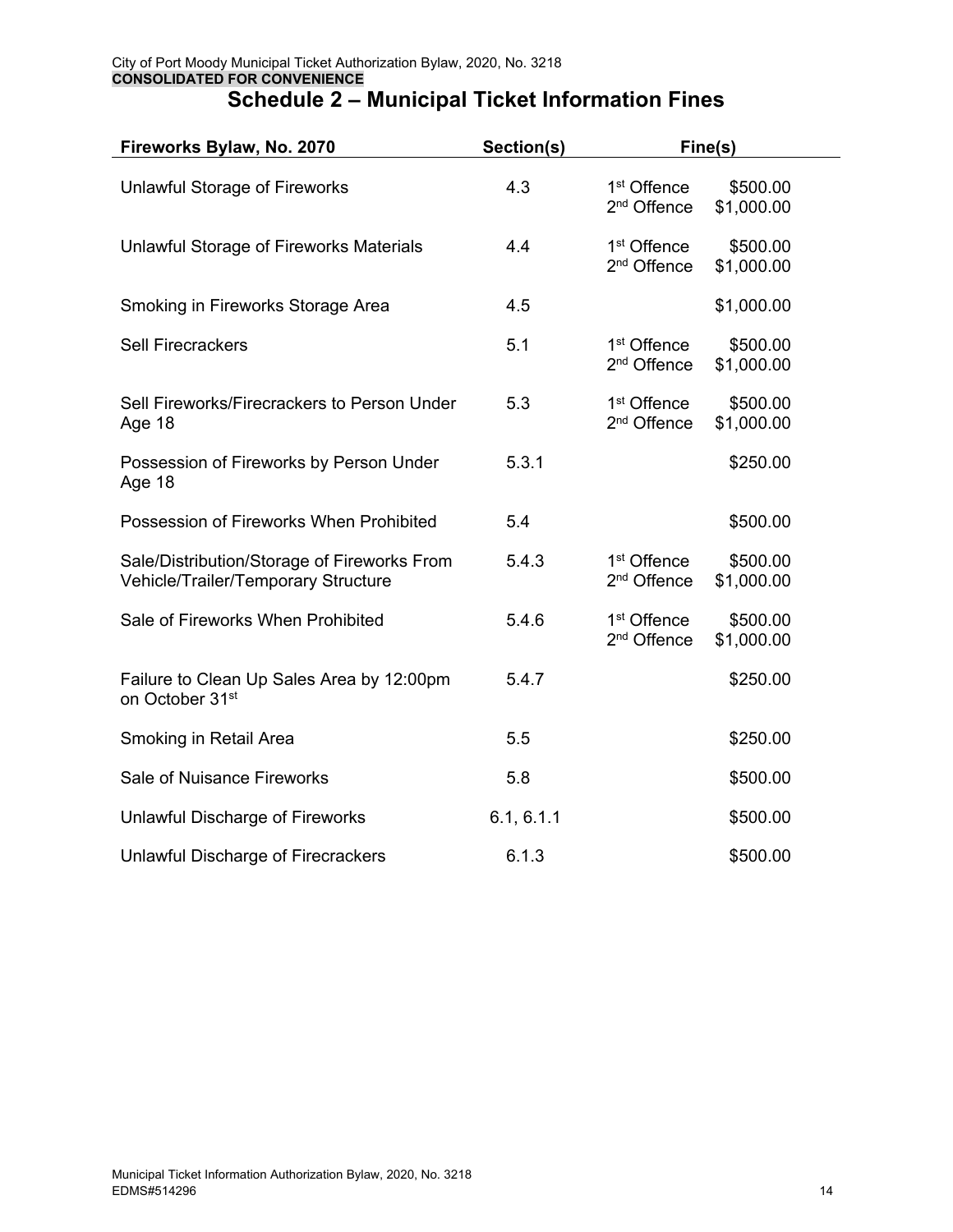City of Port Moody Municipal Ticket Authorization Bylaw, 2020, No. 3218
**CONSOLIDATED FOR CONVENIENCE**

## Schedule 2 – Municipal Ticket Information Fines

| Fireworks Bylaw, No. 2070 | Section(s) | Fine(s) | |
|---|---|---|---|
| Unlawful Storage of Fireworks | 4.3 | 1st Offence<br>2nd Offence | \$500.00<br>\$1,000.00 |
| Unlawful Storage of Fireworks Materials | 4.4 | 1st Offence<br>2nd Offence | \$500.00<br>\$1,000.00 |
| Smoking in Fireworks Storage Area | 4.5 | | \$1,000.00 |
| Sell Firecrackers | 5.1 | 1st Offence<br>2nd Offence | \$500.00<br>\$1,000.00 |
| Sell Fireworks/Firecrackers to Person Under Age 18 | 5.3 | 1st Offence<br>2nd Offence | \$500.00<br>\$1,000.00 |
| Possession of Fireworks by Person Under Age 18 | 5.3.1 | | \$250.00 |
| Possession of Fireworks When Prohibited | 5.4 | | \$500.00 |
| Sale/Distribution/Storage of Fireworks From Vehicle/Trailer/Temporary Structure | 5.4.3 | 1st Offence<br>2nd Offence | \$500.00<br>\$1,000.00 |
| Sale of Fireworks When Prohibited | 5.4.6 | 1st Offence<br>2nd Offence | \$500.00<br>\$1,000.00 |
| Failure to Clean Up Sales Area by 12:00pm on October 31st | 5.4.7 | | \$250.00 |
| Smoking in Retail Area | 5.5 | | \$250.00 |
| Sale of Nuisance Fireworks | 5.8 | | \$500.00 |
| Unlawful Discharge of Fireworks | 6.1, 6.1.1 | | \$500.00 |
| Unlawful Discharge of Firecrackers | 6.1.3 | | \$500.00 |

Municipal Ticket Information Authorization Bylaw, 2020, No. 3218
EDMS#514296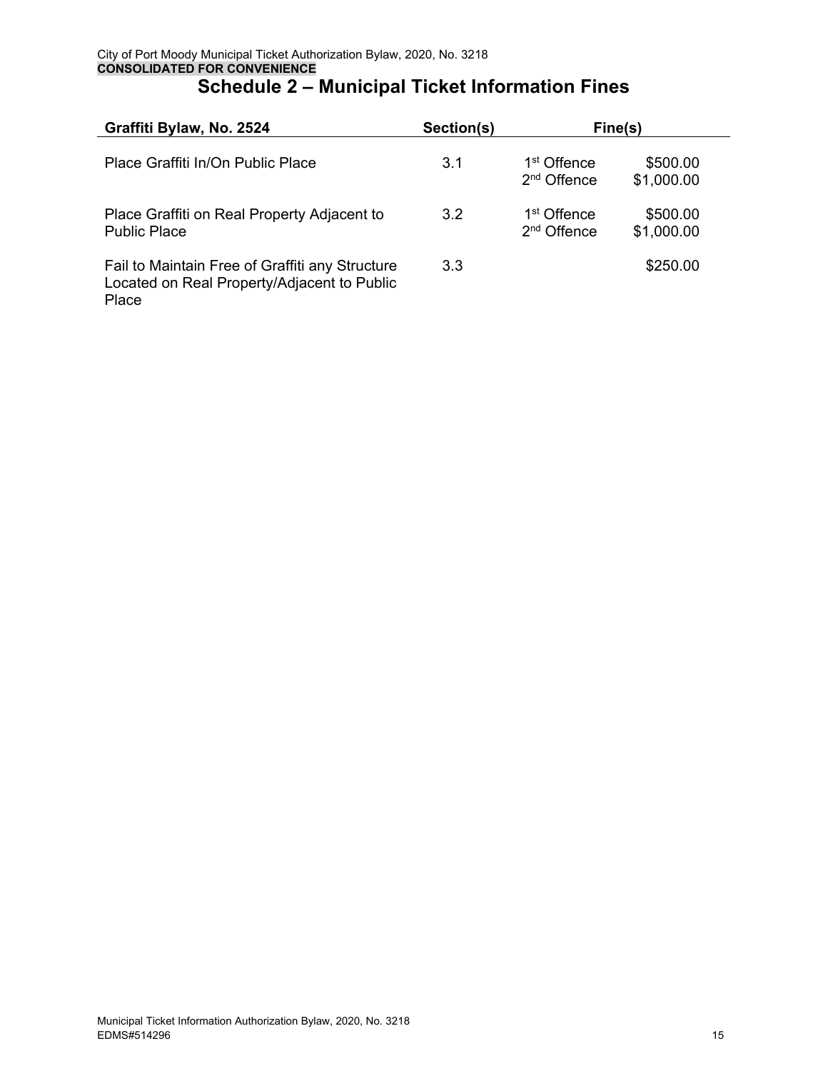City of Port Moody Municipal Ticket Authorization Bylaw, 2020, No. 3218
**CONSOLIDATED FOR CONVENIENCE**

# Schedule 2 – Municipal Ticket Information Fines

| Graffiti Bylaw, No. 2524 | Section(s) | Fine(s) | |
|---|---|---|---|
| Place Graffiti In/On Public Place | 3.1 | 1st Offence<br>2nd Offence | $500.00<br>$1,000.00 |
| Place Graffiti on Real Property Adjacent to Public Place | 3.2 | 1st Offence<br>2nd Offence | $500.00<br>$1,000.00 |
| Fail to Maintain Free of Graffiti any Structure Located on Real Property/Adjacent to Public Place | 3.3 | | $250.00 |

Municipal Ticket Information Authorization Bylaw, 2020, No. 3218
EDMS#514296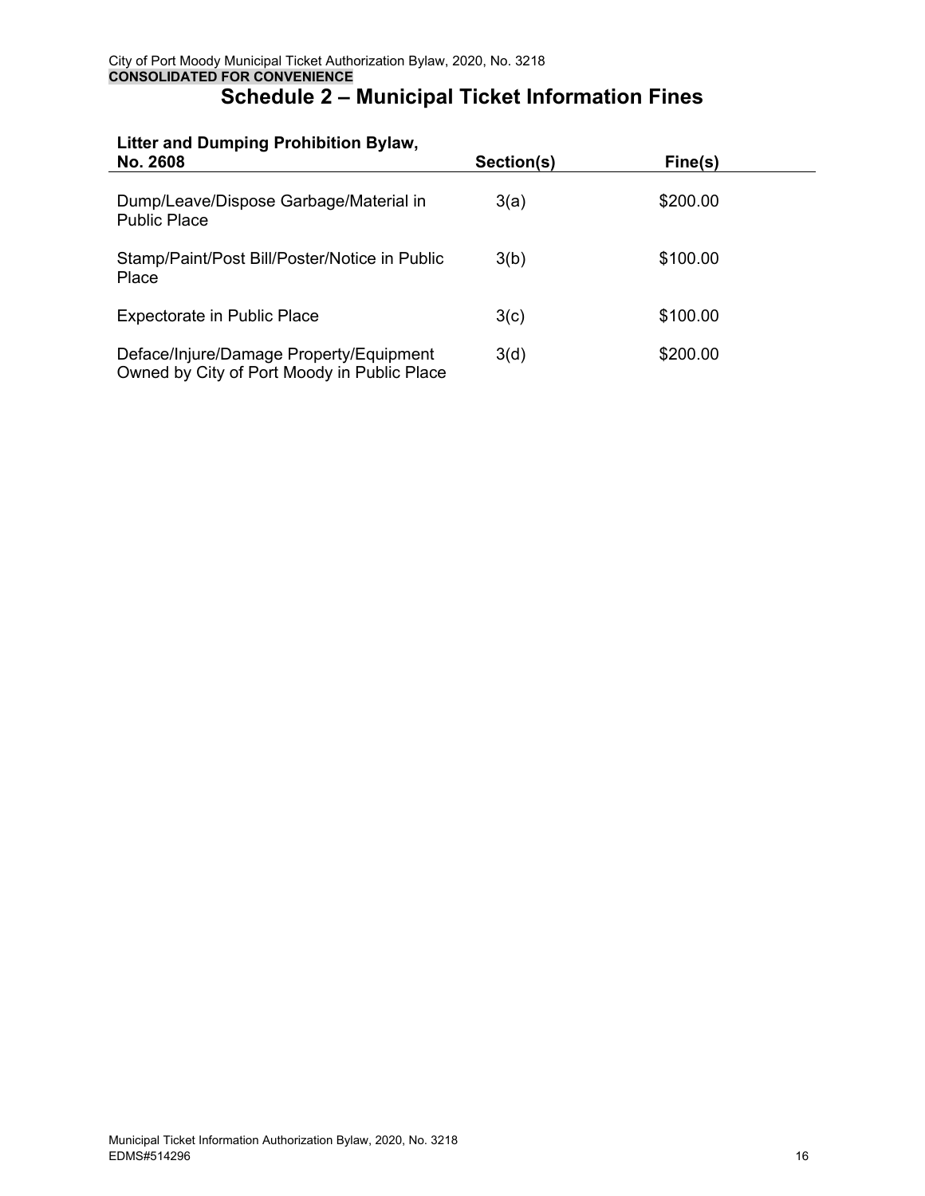# Schedule 2 – Municipal Ticket Information Fines

| Litter and Dumping Prohibition Bylaw, No. 2608 | Section(s) | Fine(s) |
|---|---|---|
| Dump/Leave/Dispose Garbage/Material in Public Place | 3(a) | $200.00 |
| Stamp/Paint/Post Bill/Poster/Notice in Public Place | 3(b) | $100.00 |
| Expectorate in Public Place | 3(c) | $100.00 |
| Deface/Injure/Damage Property/Equipment Owned by City of Port Moody in Public Place | 3(d) | $200.00 |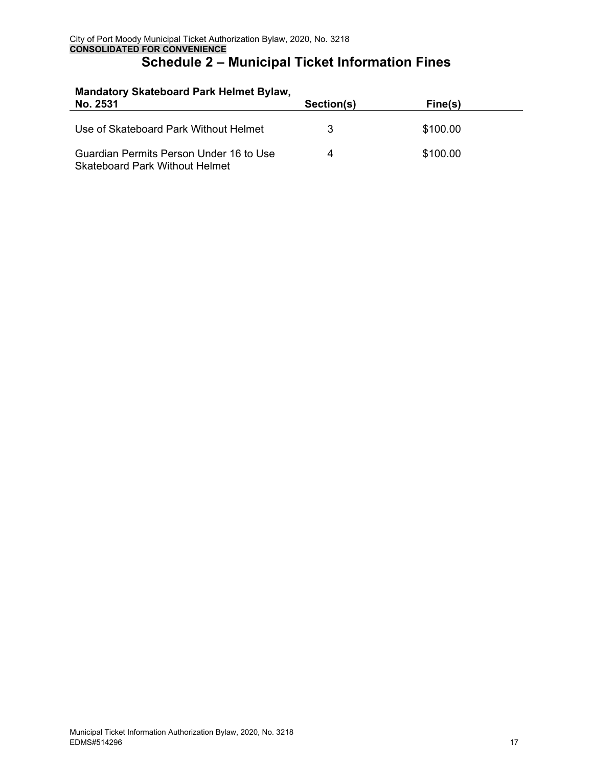# Schedule 2 – Municipal Ticket Information Fines

| Mandatory Skateboard Park Helmet Bylaw, No. 2531 | Section(s) | Fine(s) |
|---|---|---|
| Use of Skateboard Park Without Helmet | 3 | $100.00 |
| Guardian Permits Person Under 16 to Use Skateboard Park Without Helmet | 4 | $100.00 |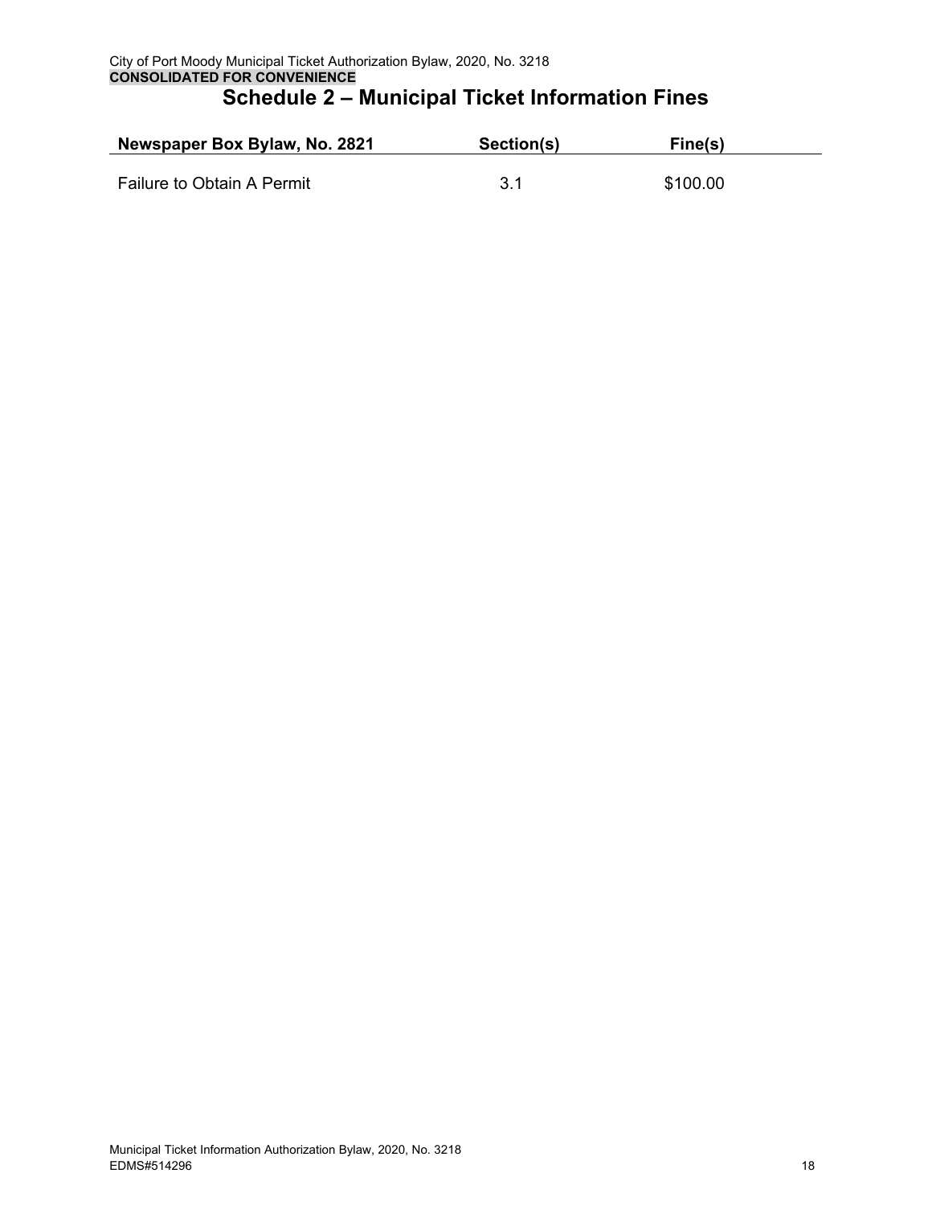## Schedule 2 – Municipal Ticket Information Fines

| Newspaper Box Bylaw, No. 2821 | Section(s) | Fine(s) |
|---|---|---|
| Failure to Obtain A Permit | 3.1 | $100.00 |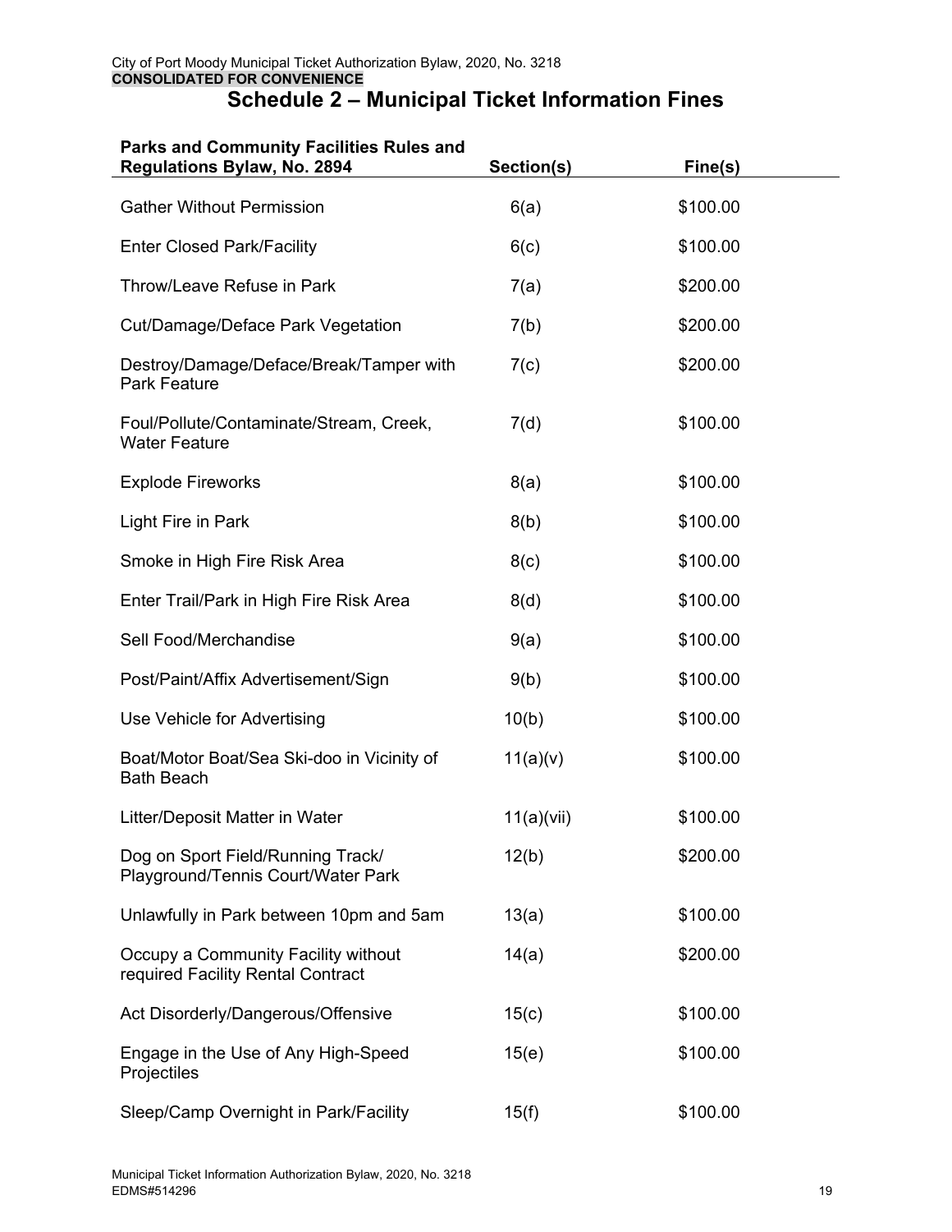# Schedule 2 – Municipal Ticket Information Fines

| Parks and Community Facilities Rules and Regulations Bylaw, No. 2894 | Section(s) | Fine(s) |
|---|---|---|
| Gather Without Permission | 6(a) | $100.00 |
| Enter Closed Park/Facility | 6(c) | $100.00 |
| Throw/Leave Refuse in Park | 7(a) | $200.00 |
| Cut/Damage/Deface Park Vegetation | 7(b) | $200.00 |
| Destroy/Damage/Deface/Break/Tamper with Park Feature | 7(c) | $200.00 |
| Foul/Pollute/Contaminate/Stream, Creek, Water Feature | 7(d) | $100.00 |
| Explode Fireworks | 8(a) | $100.00 |
| Light Fire in Park | 8(b) | $100.00 |
| Smoke in High Fire Risk Area | 8(c) | $100.00 |
| Enter Trail/Park in High Fire Risk Area | 8(d) | $100.00 |
| Sell Food/Merchandise | 9(a) | $100.00 |
| Post/Paint/Affix Advertisement/Sign | 9(b) | $100.00 |
| Use Vehicle for Advertising | 10(b) | $100.00 |
| Boat/Motor Boat/Sea Ski-doo in Vicinity of Bath Beach | 11(a)(v) | $100.00 |
| Litter/Deposit Matter in Water | 11(a)(vii) | $100.00 |
| Dog on Sport Field/Running Track/ Playground/Tennis Court/Water Park | 12(b) | $200.00 |
| Unlawfully in Park between 10pm and 5am | 13(a) | $100.00 |
| Occupy a Community Facility without required Facility Rental Contract | 14(a) | $200.00 |
| Act Disorderly/Dangerous/Offensive | 15(c) | $100.00 |
| Engage in the Use of Any High-Speed Projectiles | 15(e) | $100.00 |
| Sleep/Camp Overnight in Park/Facility | 15(f) | $100.00 |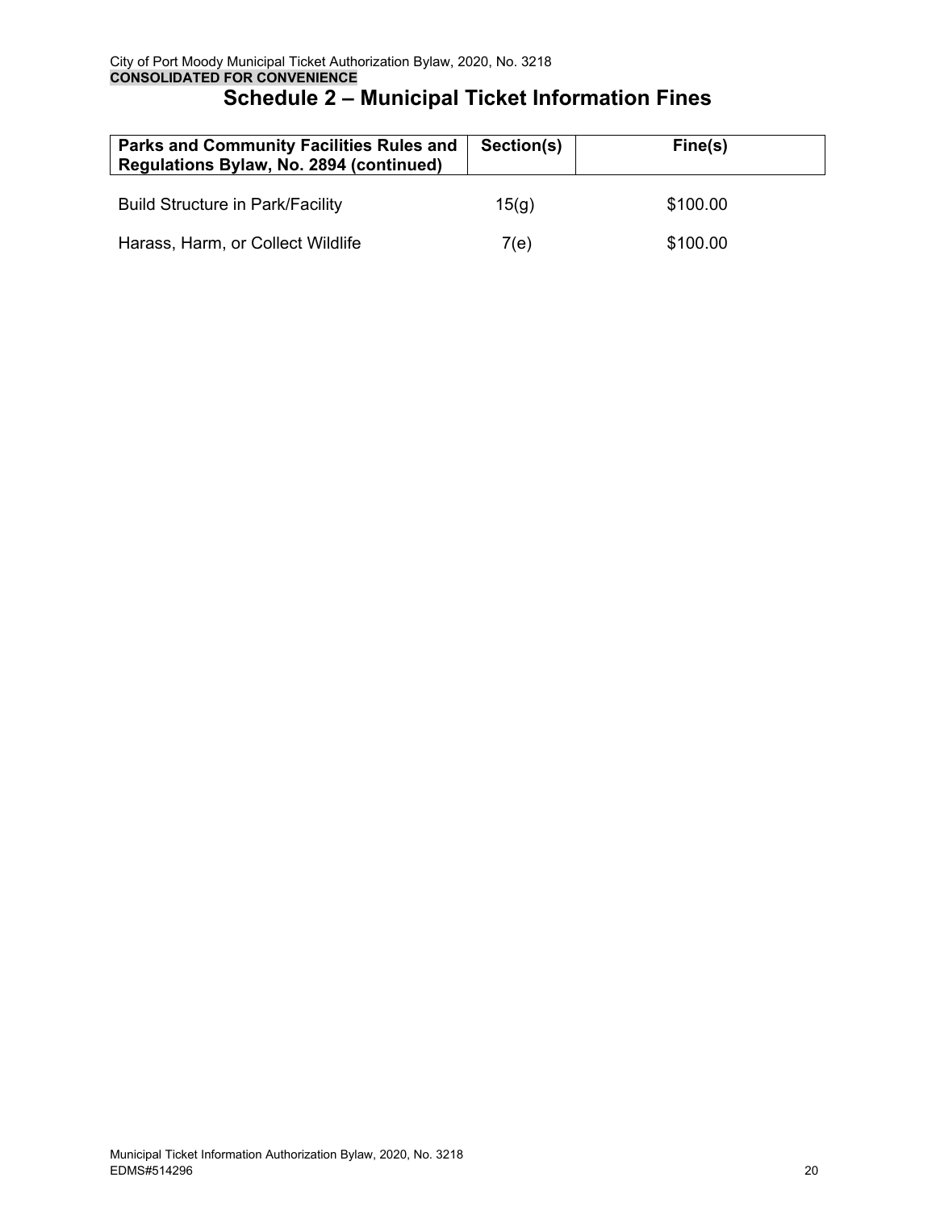# Schedule 2 – Municipal Ticket Information Fines

| Parks and Community Facilities Rules and Regulations Bylaw, No. 2894 (continued) | Section(s) | Fine(s) |
|---|---|---|
| Build Structure in Park/Facility | 15(g) | \$100.00 |
| Harass, Harm, or Collect Wildlife | 7(e) | \$100.00 |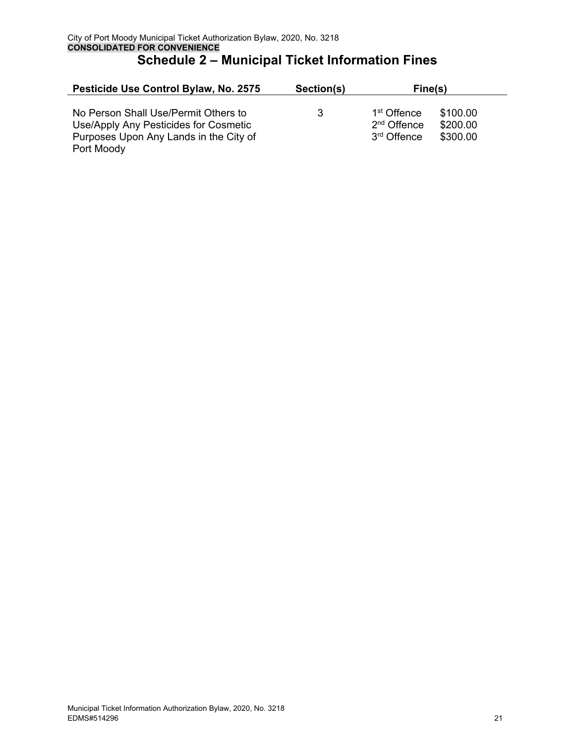# Schedule 2 – Municipal Ticket Information Fines

| Pesticide Use Control Bylaw, No. 2575 | Section(s) | Fine(s) | |
|---|---|---|---|
| No Person Shall Use/Permit Others to Use/Apply Any Pesticides for Cosmetic Purposes Upon Any Lands in the City of Port Moody | 3 | 1st Offence<br>2nd Offence<br>3rd Offence | \$100.00<br>\$200.00<br>\$300.00 |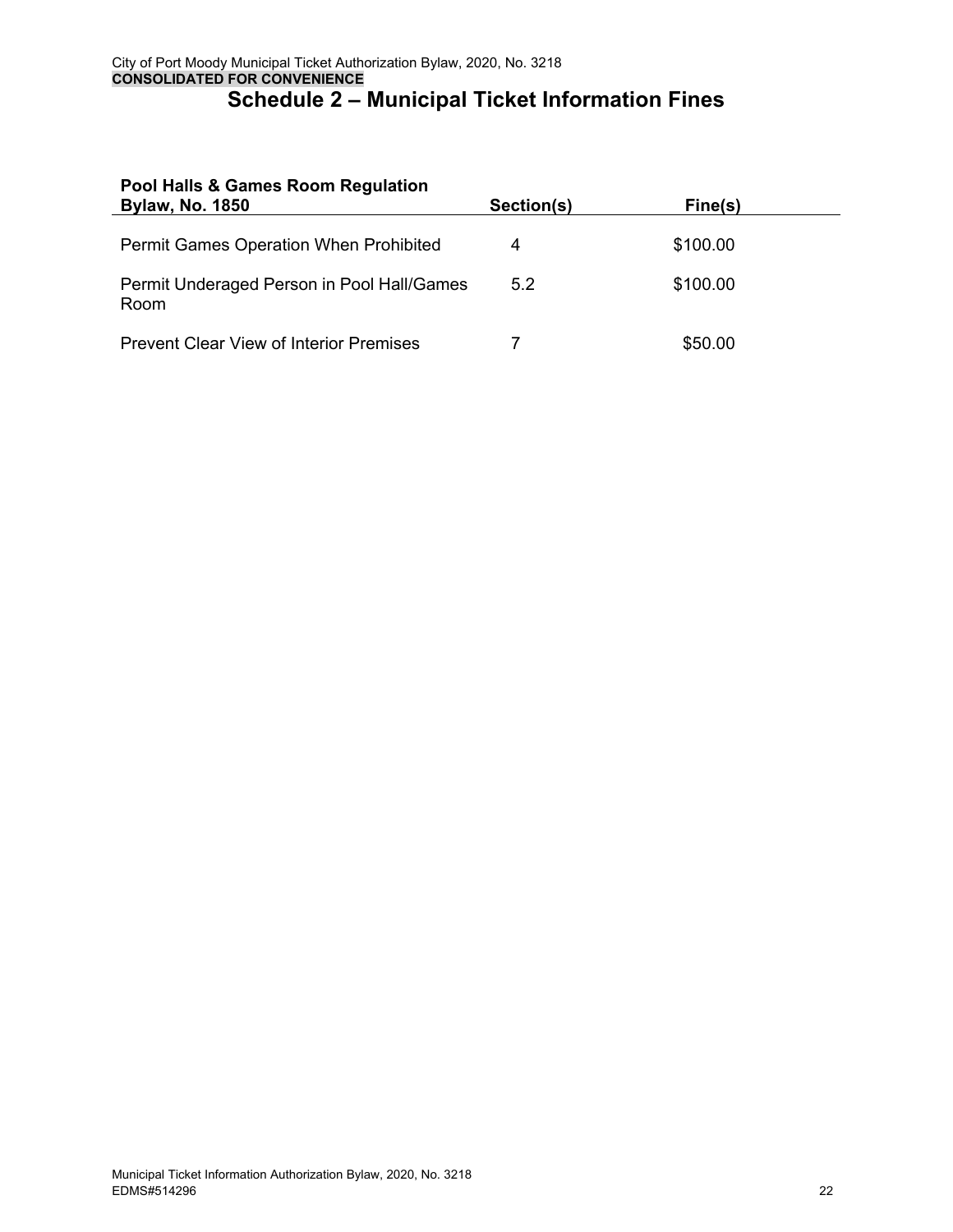# Schedule 2 – Municipal Ticket Information Fines

| Pool Halls & Games Room Regulation Bylaw, No. 1850 | Section(s) | Fine(s) |
|---|---|---|
| Permit Games Operation When Prohibited | 4 | $100.00 |
| Permit Underaged Person in Pool Hall/Games Room | 5.2 | $100.00 |
| Prevent Clear View of Interior Premises | 7 | $50.00 |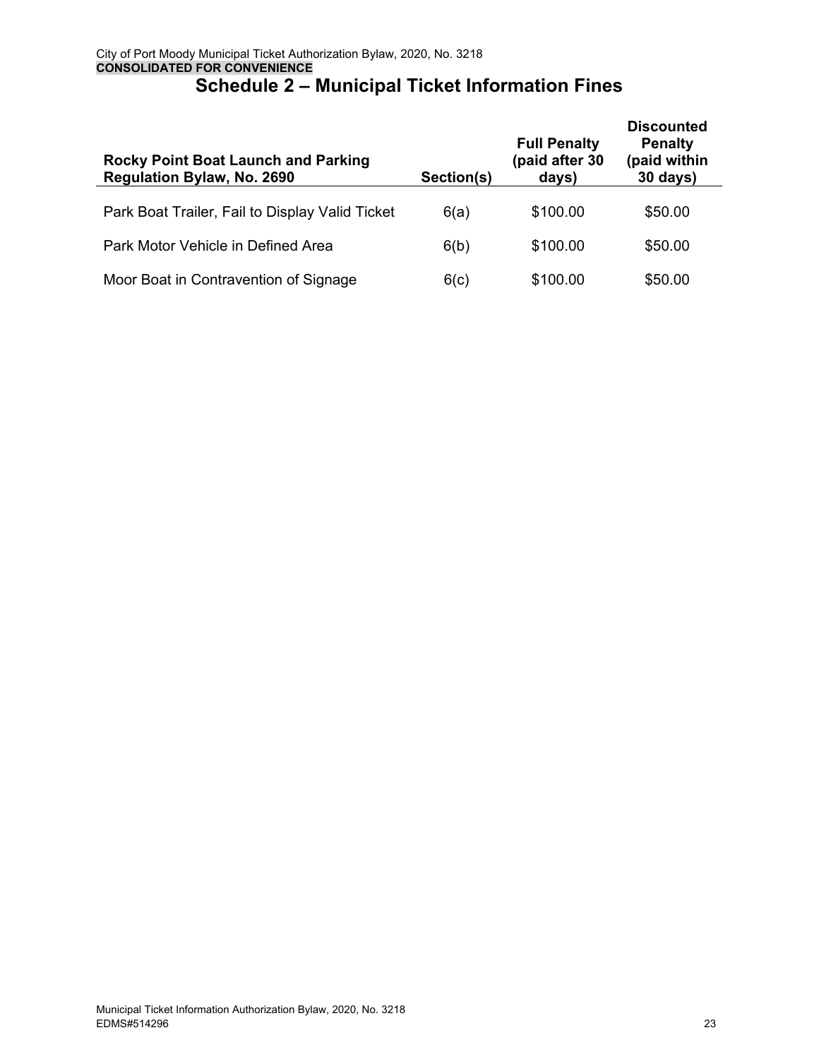# Schedule 2 – Municipal Ticket Information Fines

| Rocky Point Boat Launch and Parking Regulation Bylaw, No. 2690 | Section(s) | Full Penalty (paid after 30 days) | Discounted Penalty (paid within 30 days) |
|---|---|---|---|
| Park Boat Trailer, Fail to Display Valid Ticket | 6(a) | $100.00 | $50.00 |
| Park Motor Vehicle in Defined Area | 6(b) | $100.00 | $50.00 |
| Moor Boat in Contravention of Signage | 6(c) | $100.00 | $50.00 |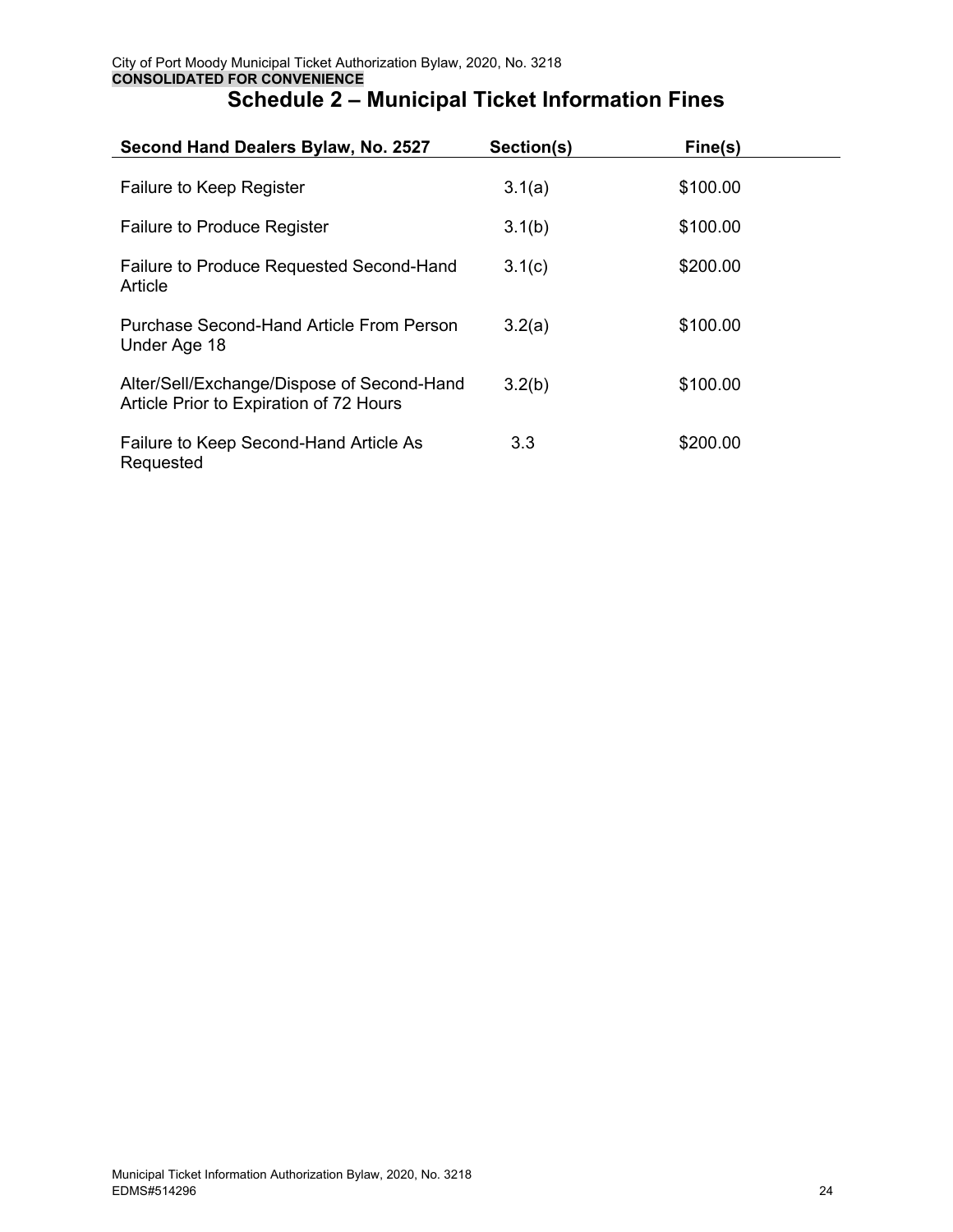# Schedule 2 – Municipal Ticket Information Fines

| Second Hand Dealers Bylaw, No. 2527 | Section(s) | Fine(s) |
|---|---|---|
| Failure to Keep Register | 3.1(a) | $100.00 |
| Failure to Produce Register | 3.1(b) | $100.00 |
| Failure to Produce Requested Second-Hand Article | 3.1(c) | $200.00 |
| Purchase Second-Hand Article From Person Under Age 18 | 3.2(a) | $100.00 |
| Alter/Sell/Exchange/Dispose of Second-Hand Article Prior to Expiration of 72 Hours | 3.2(b) | $100.00 |
| Failure to Keep Second-Hand Article As Requested | 3.3 | $200.00 |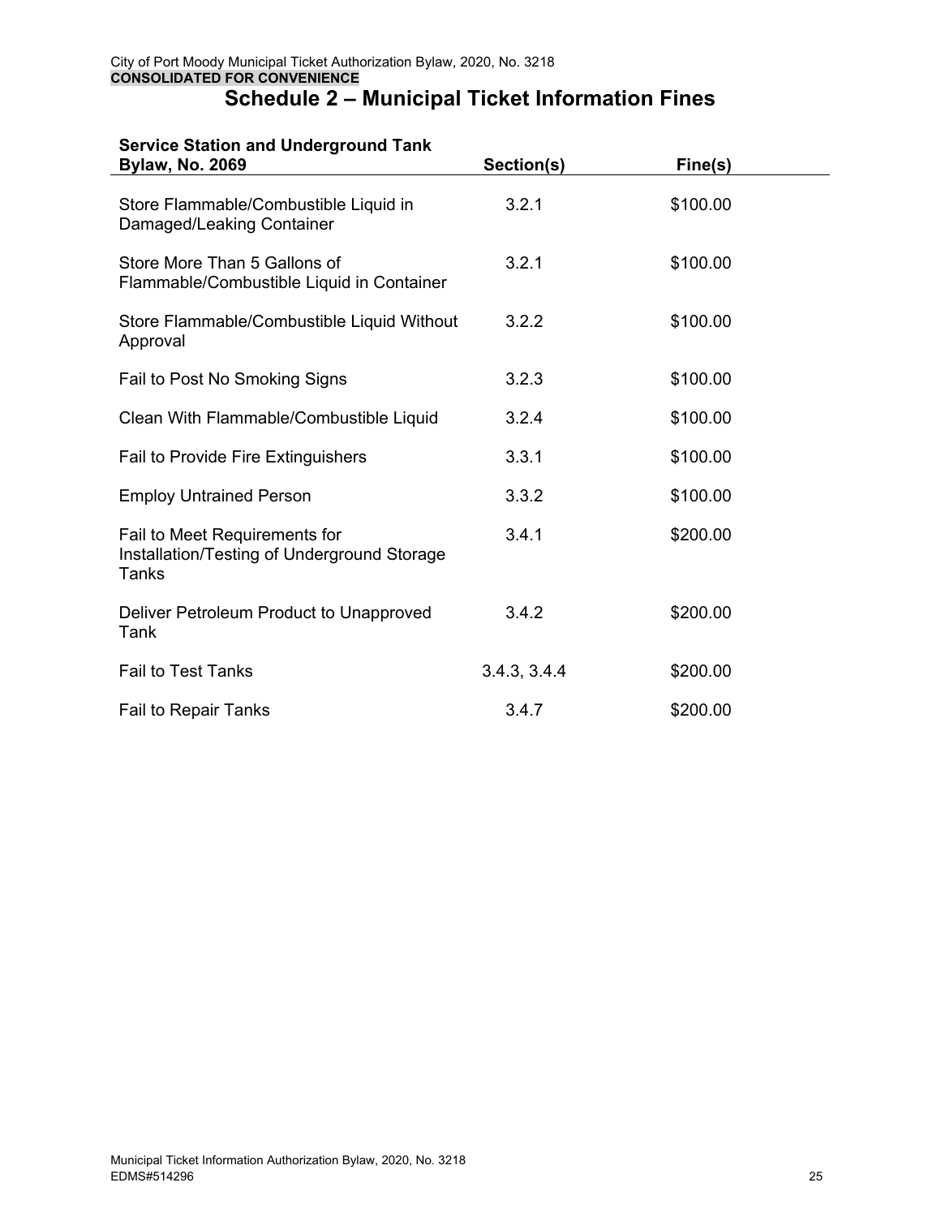## Schedule 2 – Municipal Ticket Information Fines

| Service Station and Underground Tank Bylaw, No. 2069 | Section(s) | Fine(s) |
|---|---|---|
| Store Flammable/Combustible Liquid in Damaged/Leaking Container | 3.2.1 | $100.00 |
| Store More Than 5 Gallons of Flammable/Combustible Liquid in Container | 3.2.1 | $100.00 |
| Store Flammable/Combustible Liquid Without Approval | 3.2.2 | $100.00 |
| Fail to Post No Smoking Signs | 3.2.3 | $100.00 |
| Clean With Flammable/Combustible Liquid | 3.2.4 | $100.00 |
| Fail to Provide Fire Extinguishers | 3.3.1 | $100.00 |
| Employ Untrained Person | 3.3.2 | $100.00 |
| Fail to Meet Requirements for Installation/Testing of Underground Storage Tanks | 3.4.1 | $200.00 |
| Deliver Petroleum Product to Unapproved Tank | 3.4.2 | $200.00 |
| Fail to Test Tanks | 3.4.3, 3.4.4 | $200.00 |
| Fail to Repair Tanks | 3.4.7 | $200.00 |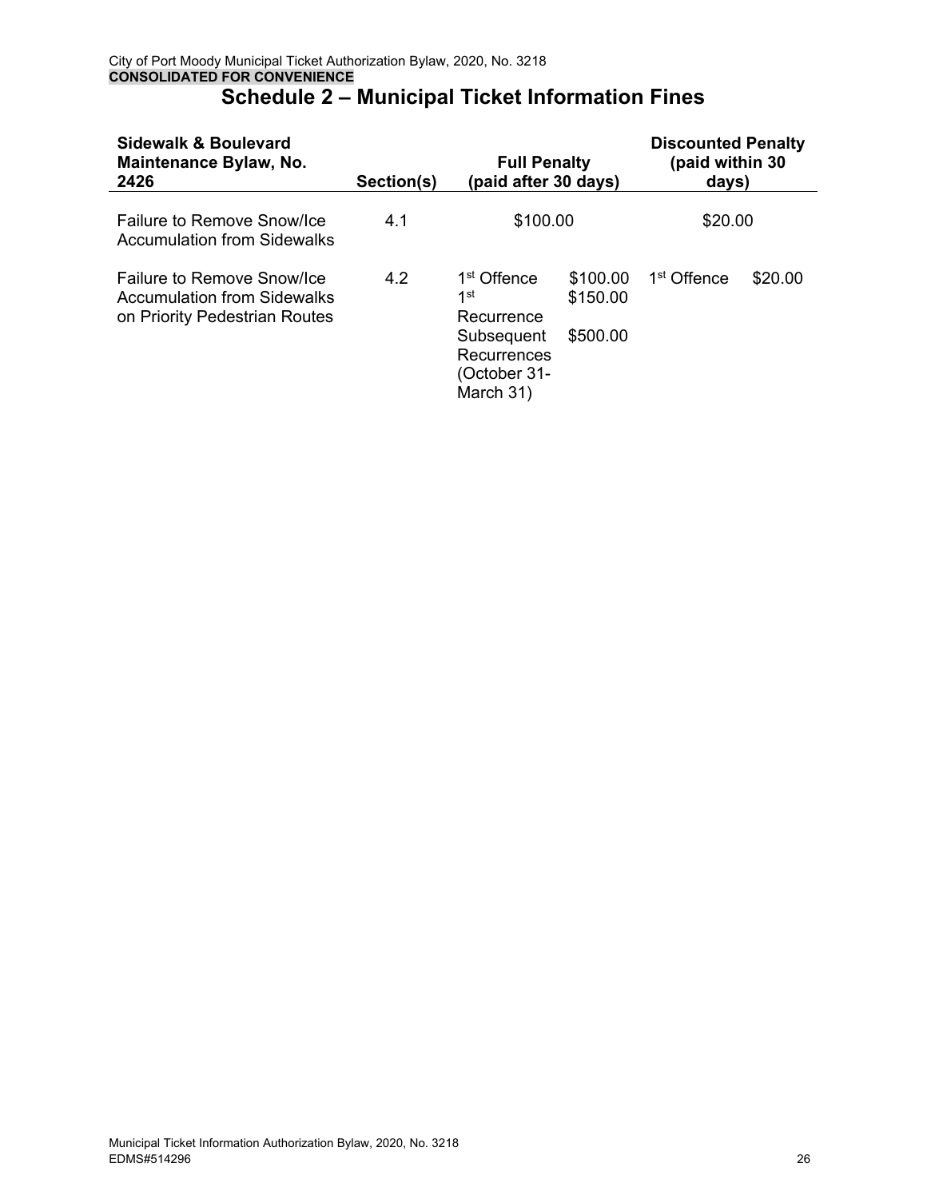City of Port Moody Municipal Ticket Authorization Bylaw, 2020, No. 3218
**CONSOLIDATED FOR CONVENIENCE**

# Schedule 2 – Municipal Ticket Information Fines

| Sidewalk & Boulevard Maintenance Bylaw, No. 2426 | Section(s) | Full Penalty (paid after 30 days) | | Discounted Penalty (paid within 30 days) | |
|---|---|---|---|---|---|
| Failure to Remove Snow/Ice Accumulation from Sidewalks | 4.1 | $100.00 | | $20.00 | |
| Failure to Remove Snow/Ice Accumulation from Sidewalks on Priority Pedestrian Routes | 4.2 | 1st Offence<br>1st Recurrence<br>Subsequent Recurrences (October 31-March 31) | $100.00<br>$150.00<br>$500.00 | 1st Offence | $20.00 |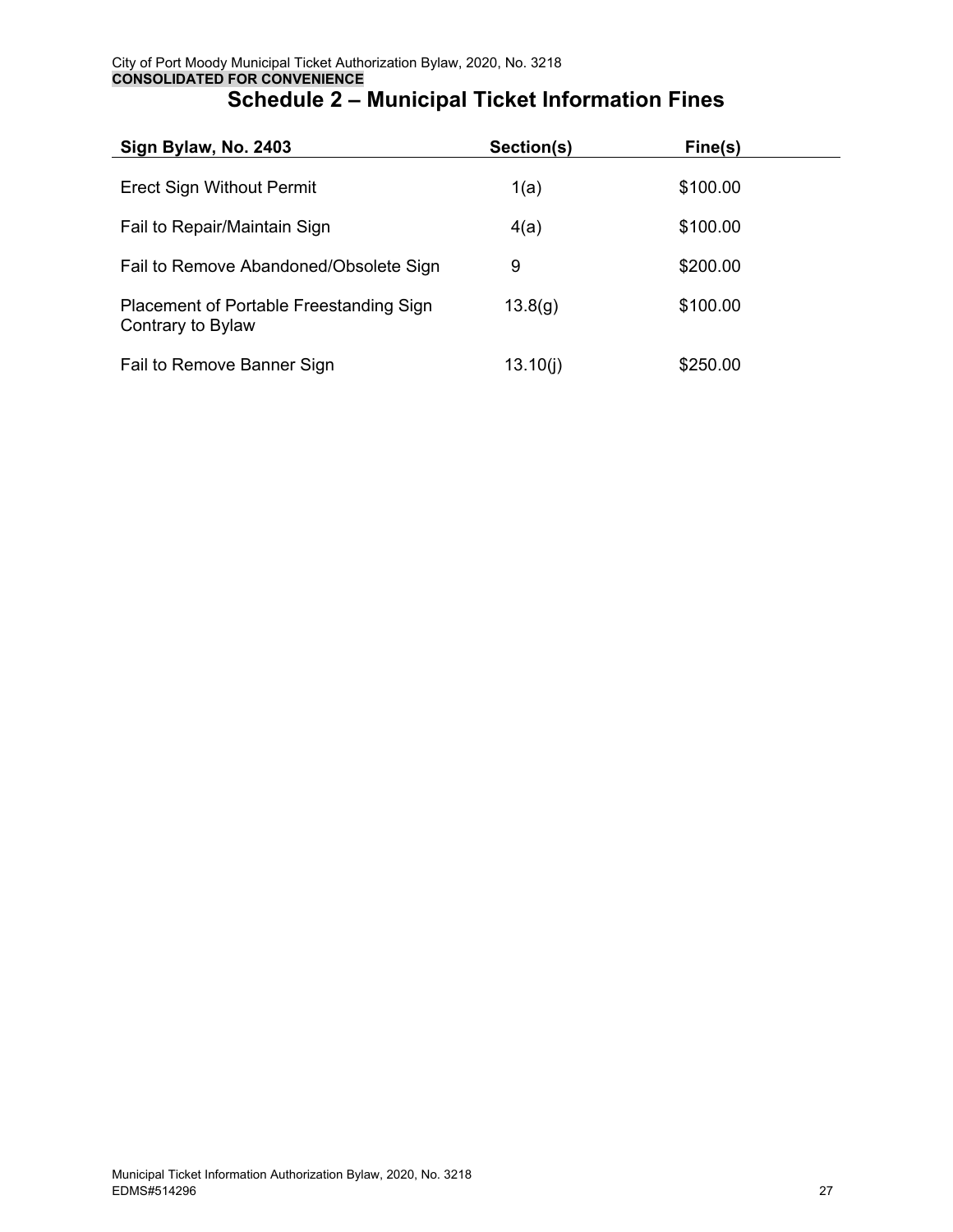# Schedule 2 – Municipal Ticket Information Fines

| Sign Bylaw, No. 2403 | Section(s) | Fine(s) |
|---|---|---|
| Erect Sign Without Permit | 1(a) | $100.00 |
| Fail to Repair/Maintain Sign | 4(a) | $100.00 |
| Fail to Remove Abandoned/Obsolete Sign | 9 | $200.00 |
| Placement of Portable Freestanding Sign Contrary to Bylaw | 13.8(g) | $100.00 |
| Fail to Remove Banner Sign | 13.10(j) | $250.00 |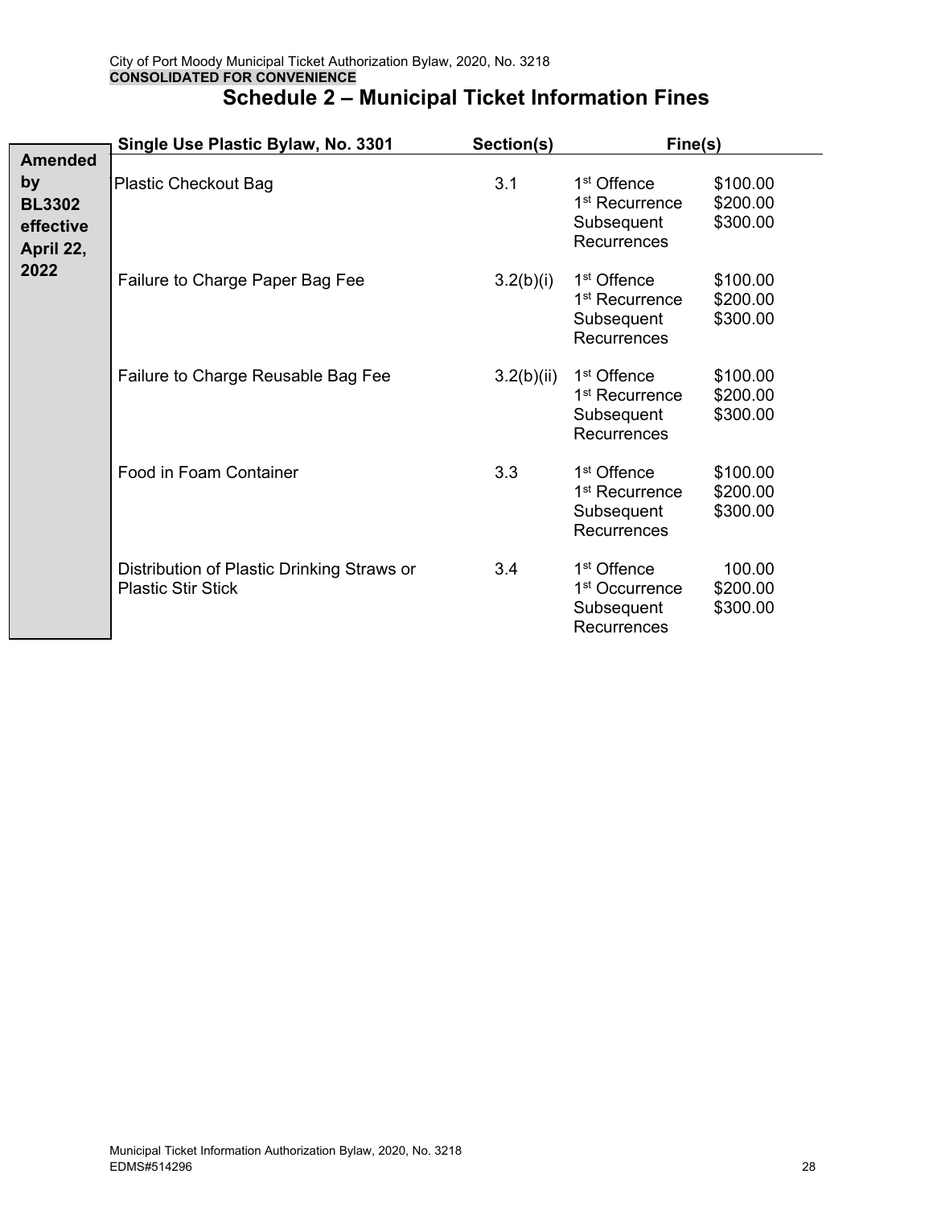City of Port Moody Municipal Ticket Authorization Bylaw, 2020, No. 3218
**CONSOLIDATED FOR CONVENIENCE**

## Schedule 2 – Municipal Ticket Information Fines

**Amended by BL3302 effective April 22, 2022**

| Single Use Plastic Bylaw, No. 3301 | Section(s) | Fine(s) | |
|---|---|---|---|
| Plastic Checkout Bag | 3.1 | 1st Offence<br>1st Recurrence<br>Subsequent Recurrences | $100.00<br>$200.00<br>$300.00 |
| Failure to Charge Paper Bag Fee | 3.2(b)(i) | 1st Offence<br>1st Recurrence<br>Subsequent Recurrences | $100.00<br>$200.00<br>$300.00 |
| Failure to Charge Reusable Bag Fee | 3.2(b)(ii) | 1st Offence<br>1st Recurrence<br>Subsequent Recurrences | $100.00<br>$200.00<br>$300.00 |
| Food in Foam Container | 3.3 | 1st Offence<br>1st Recurrence<br>Subsequent Recurrences | $100.00<br>$200.00<br>$300.00 |
| Distribution of Plastic Drinking Straws or Plastic Stir Stick | 3.4 | 1st Offence<br>1st Occurrence<br>Subsequent Recurrences | 100.00<br>$200.00<br>$300.00 |

Municipal Ticket Information Authorization Bylaw, 2020, No. 3218
EDMS#514296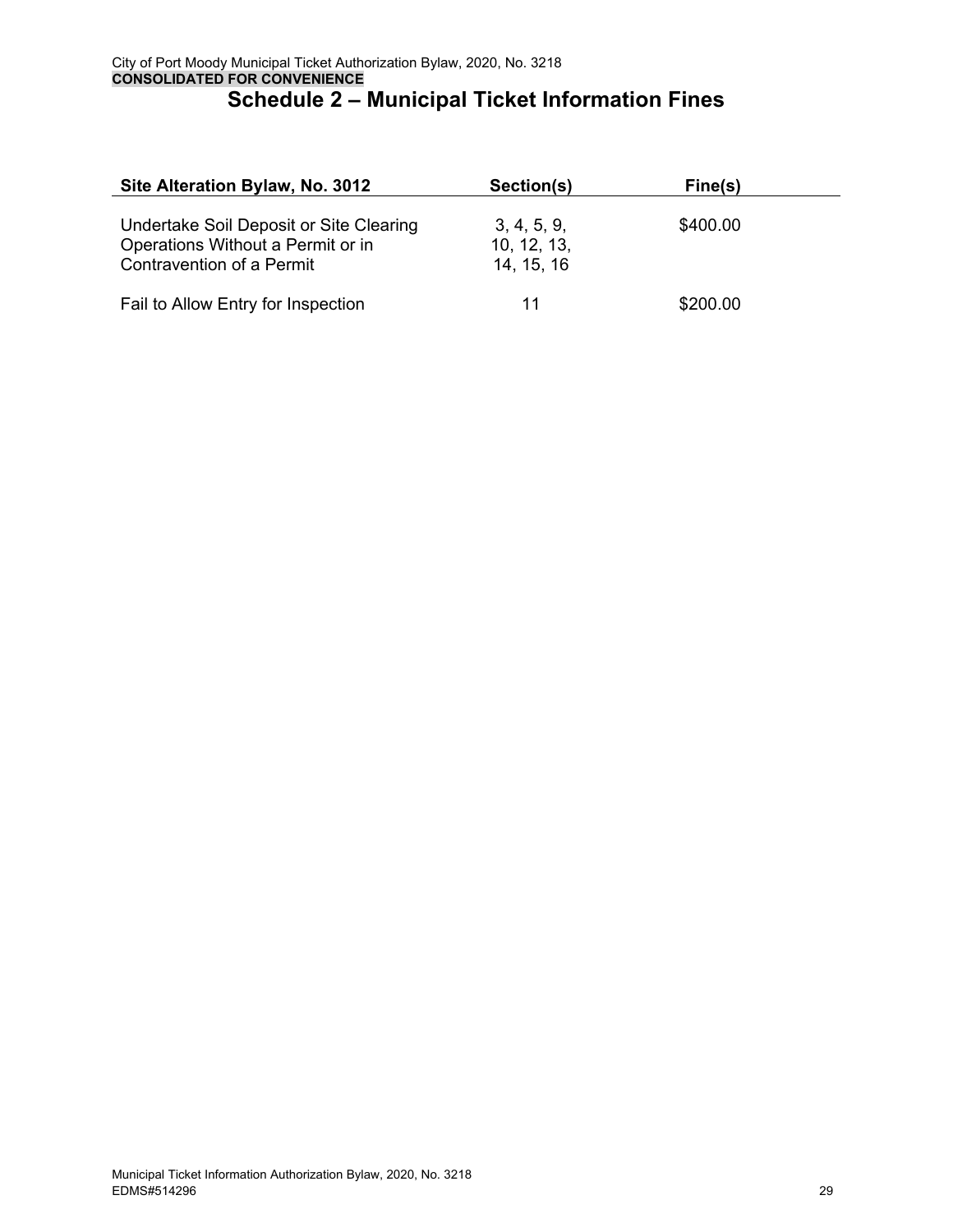# Schedule 2 – Municipal Ticket Information Fines

| Site Alteration Bylaw, No. 3012 | Section(s) | Fine(s) |
|---|---|---|
| Undertake Soil Deposit or Site Clearing Operations Without a Permit or in Contravention of a Permit | 3, 4, 5, 9, 10, 12, 13, 14, 15, 16 | \$400.00 |
| Fail to Allow Entry for Inspection | 11 | \$200.00 |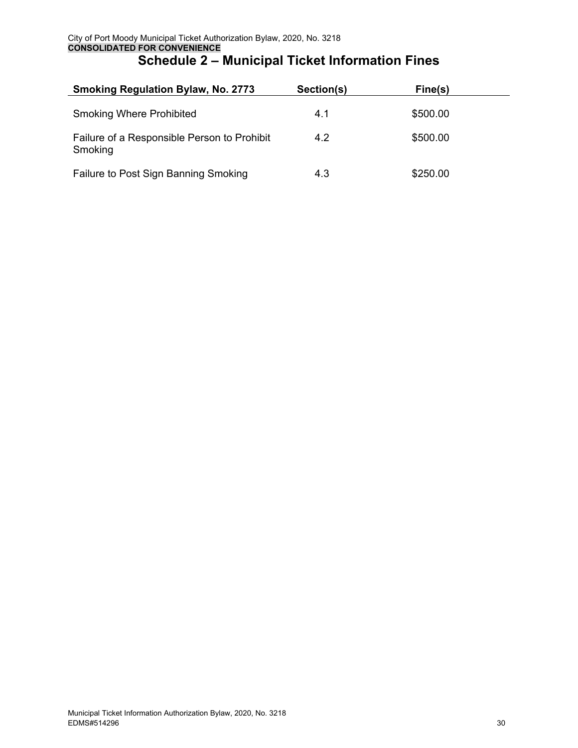# Schedule 2 – Municipal Ticket Information Fines

| Smoking Regulation Bylaw, No. 2773 | Section(s) | Fine(s) |
|---|---|---|
| Smoking Where Prohibited | 4.1 | $500.00 |
| Failure of a Responsible Person to Prohibit Smoking | 4.2 | $500.00 |
| Failure to Post Sign Banning Smoking | 4.3 | $250.00 |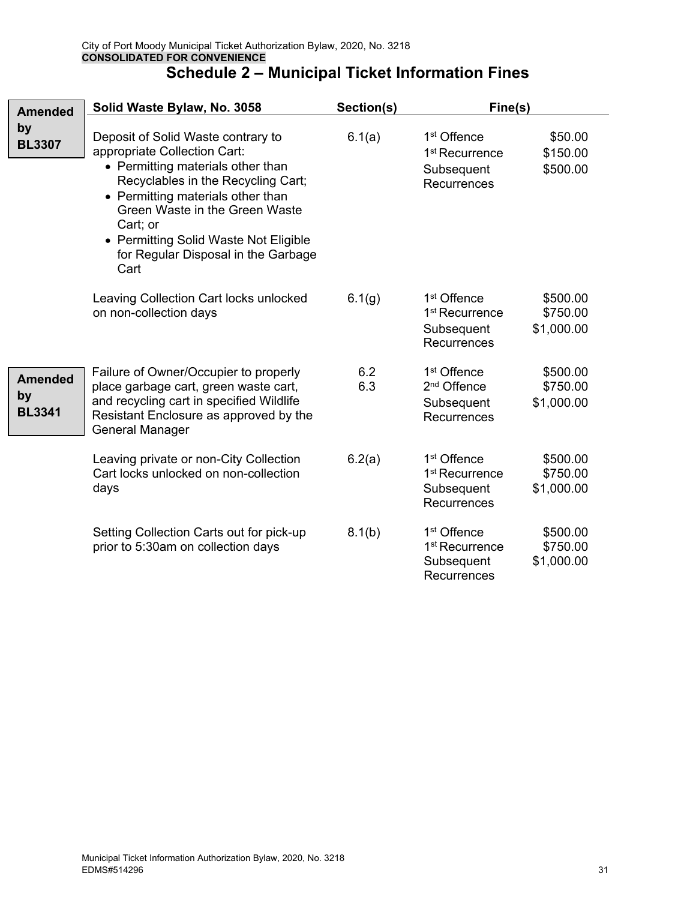City of Port Moody Municipal Ticket Authorization Bylaw, 2020, No. 3218
**CONSOLIDATED FOR CONVENIENCE**

# Schedule 2 – Municipal Ticket Information Fines

| | Solid Waste Bylaw, No. 3058 | Section(s) | Fine(s) | |
|---|---|---|---|---|
| **Amended by BL3307** | Deposit of Solid Waste contrary to appropriate Collection Cart:<br>• Permitting materials other than Recyclables in the Recycling Cart;<br>• Permitting materials other than Green Waste in the Green Waste Cart; or<br>• Permitting Solid Waste Not Eligible for Regular Disposal in the Garbage Cart | 6.1(a) | 1st Offence<br>1st Recurrence<br>Subsequent Recurrences | \$50.00<br>\$150.00<br>\$500.00 |
| | Leaving Collection Cart locks unlocked on non-collection days | 6.1(g) | 1st Offence<br>1st Recurrence<br>Subsequent Recurrences | \$500.00<br>\$750.00<br>\$1,000.00 |
| **Amended by BL3341** | Failure of Owner/Occupier to properly place garbage cart, green waste cart, and recycling cart in specified Wildlife Resistant Enclosure as approved by the General Manager | 6.2<br>6.3 | 1st Offence<br>2nd Offence<br>Subsequent Recurrences | \$500.00<br>\$750.00<br>\$1,000.00 |
| | Leaving private or non-City Collection Cart locks unlocked on non-collection days | 6.2(a) | 1st Offence<br>1st Recurrence<br>Subsequent Recurrences | \$500.00<br>\$750.00<br>\$1,000.00 |
| | Setting Collection Carts out for pick-up prior to 5:30am on collection days | 8.1(b) | 1st Offence<br>1st Recurrence<br>Subsequent Recurrences | \$500.00<br>\$750.00<br>\$1,000.00 |

Municipal Ticket Information Authorization Bylaw, 2020, No. 3218
EDMS#514296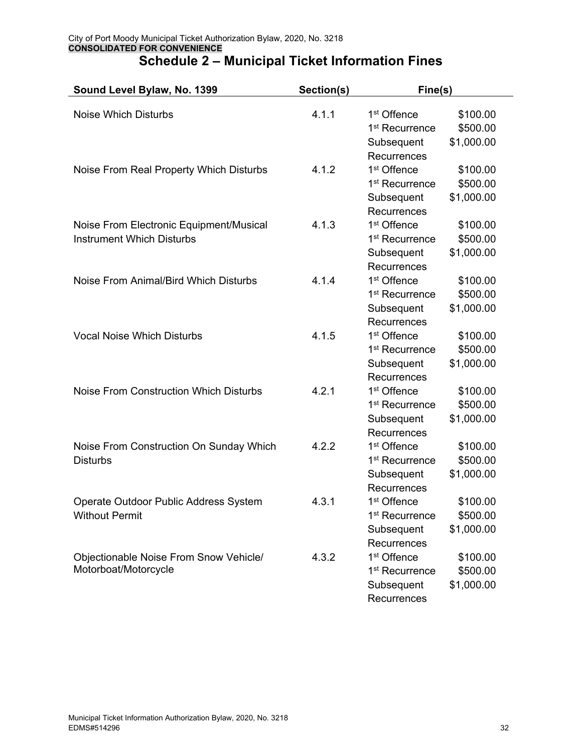# Schedule 2 – Municipal Ticket Information Fines

| Sound Level Bylaw, No. 1399 | Section(s) | Fine(s) | |
|---|---|---|---|
| Noise Which Disturbs | 4.1.1 | 1st Offence | $100.00 |
| | | 1st Recurrence | $500.00 |
| | | Subsequent Recurrences | $1,000.00 |
| Noise From Real Property Which Disturbs | 4.1.2 | 1st Offence | $100.00 |
| | | 1st Recurrence | $500.00 |
| | | Subsequent Recurrences | $1,000.00 |
| Noise From Electronic Equipment/Musical Instrument Which Disturbs | 4.1.3 | 1st Offence | $100.00 |
| | | 1st Recurrence | $500.00 |
| | | Subsequent Recurrences | $1,000.00 |
| Noise From Animal/Bird Which Disturbs | 4.1.4 | 1st Offence | $100.00 |
| | | 1st Recurrence | $500.00 |
| | | Subsequent Recurrences | $1,000.00 |
| Vocal Noise Which Disturbs | 4.1.5 | 1st Offence | $100.00 |
| | | 1st Recurrence | $500.00 |
| | | Subsequent Recurrences | $1,000.00 |
| Noise From Construction Which Disturbs | 4.2.1 | 1st Offence | $100.00 |
| | | 1st Recurrence | $500.00 |
| | | Subsequent Recurrences | $1,000.00 |
| Noise From Construction On Sunday Which Disturbs | 4.2.2 | 1st Offence | $100.00 |
| | | 1st Recurrence | $500.00 |
| | | Subsequent Recurrences | $1,000.00 |
| Operate Outdoor Public Address System Without Permit | 4.3.1 | 1st Offence | $100.00 |
| | | 1st Recurrence | $500.00 |
| | | Subsequent Recurrences | $1,000.00 |
| Objectionable Noise From Snow Vehicle/ Motorboat/Motorcycle | 4.3.2 | 1st Offence | $100.00 |
| | | 1st Recurrence | $500.00 |
| | | Subsequent Recurrences | $1,000.00 |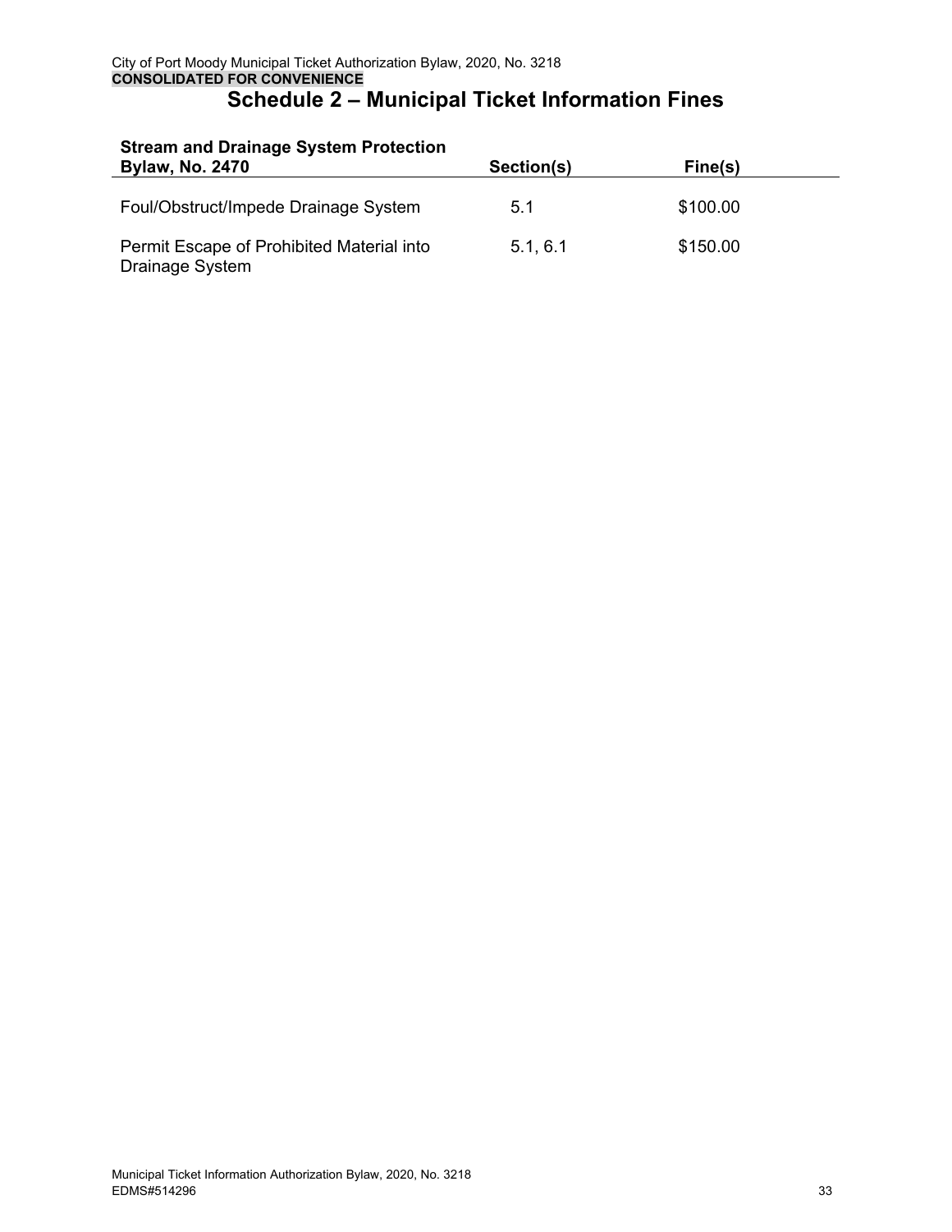# Schedule 2 – Municipal Ticket Information Fines

| Stream and Drainage System Protection Bylaw, No. 2470 | Section(s) | Fine(s) |
|---|---|---|
| Foul/Obstruct/Impede Drainage System | 5.1 | $100.00 |
| Permit Escape of Prohibited Material into Drainage System | 5.1, 6.1 | $150.00 |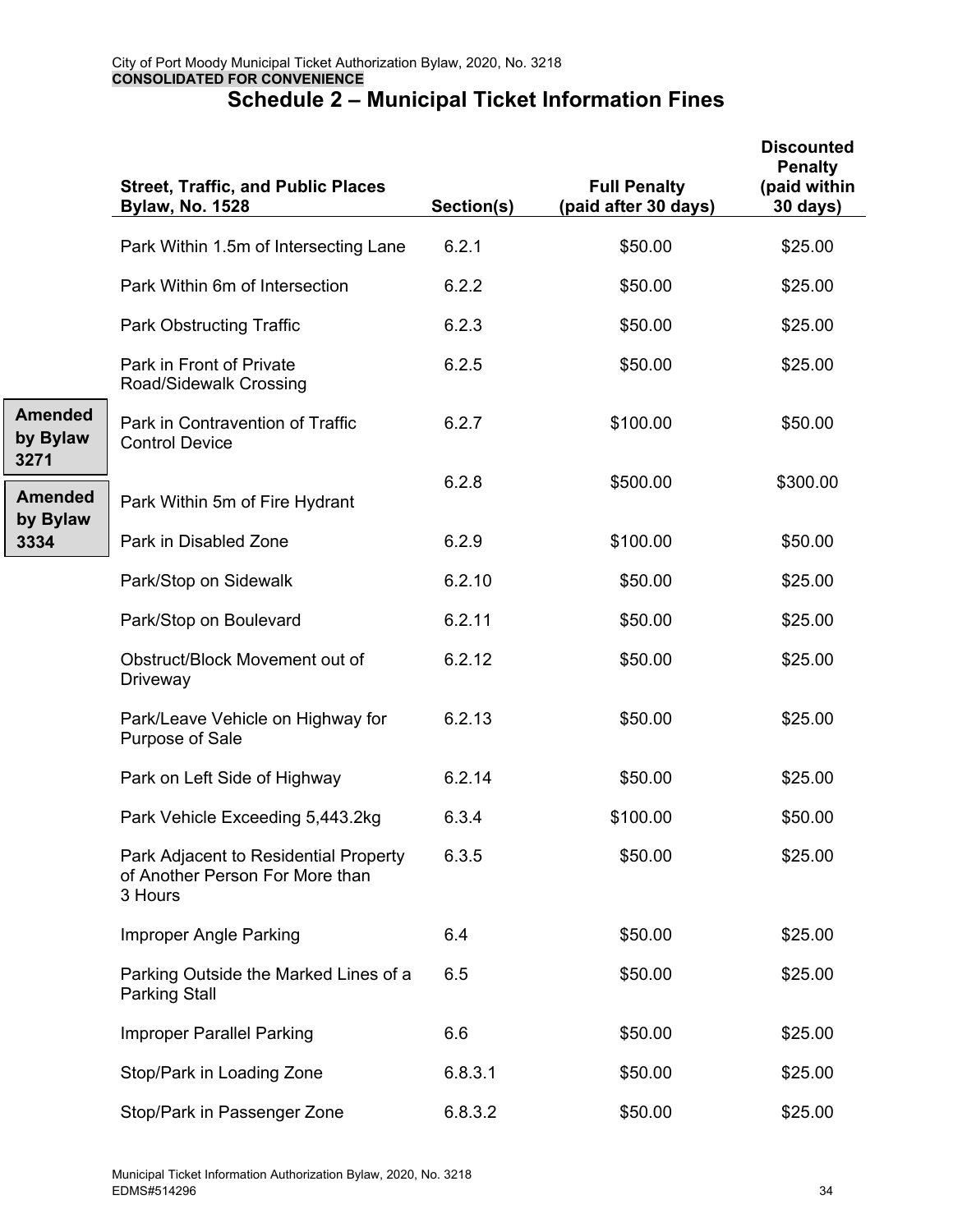City of Port Moody Municipal Ticket Authorization Bylaw, 2020, No. 3218
**CONSOLIDATED FOR CONVENIENCE**

# Schedule 2 – Municipal Ticket Information Fines

| Street, Traffic, and Public Places Bylaw, No. 1528 | Section(s) | Full Penalty (paid after 30 days) | Discounted Penalty (paid within 30 days) |
|---|---|---|---|
| Park Within 1.5m of Intersecting Lane | 6.2.1 | $50.00 | $25.00 |
| Park Within 6m of Intersection | 6.2.2 | $50.00 | $25.00 |
| Park Obstructing Traffic | 6.2.3 | $50.00 | $25.00 |
| Park in Front of Private Road/Sidewalk Crossing | 6.2.5 | $50.00 | $25.00 |
| Park in Contravention of Traffic Control Device | 6.2.7 | $100.00 | $50.00 |
| Park Within 5m of Fire Hydrant | 6.2.8 | $500.00 | $300.00 |
| Park in Disabled Zone | 6.2.9 | $100.00 | $50.00 |
| Park/Stop on Sidewalk | 6.2.10 | $50.00 | $25.00 |
| Park/Stop on Boulevard | 6.2.11 | $50.00 | $25.00 |
| Obstruct/Block Movement out of Driveway | 6.2.12 | $50.00 | $25.00 |
| Park/Leave Vehicle on Highway for Purpose of Sale | 6.2.13 | $50.00 | $25.00 |
| Park on Left Side of Highway | 6.2.14 | $50.00 | $25.00 |
| Park Vehicle Exceeding 5,443.2kg | 6.3.4 | $100.00 | $50.00 |
| Park Adjacent to Residential Property of Another Person For More than 3 Hours | 6.3.5 | $50.00 | $25.00 |
| Improper Angle Parking | 6.4 | $50.00 | $25.00 |
| Parking Outside the Marked Lines of a Parking Stall | 6.5 | $50.00 | $25.00 |
| Improper Parallel Parking | 6.6 | $50.00 | $25.00 |
| Stop/Park in Loading Zone | 6.8.3.1 | $50.00 | $25.00 |
| Stop/Park in Passenger Zone | 6.8.3.2 | $50.00 | $25.00 |

Amended by Bylaw 3271

Amended by Bylaw 3334

Municipal Ticket Information Authorization Bylaw, 2020, No. 3218
EDMS#514296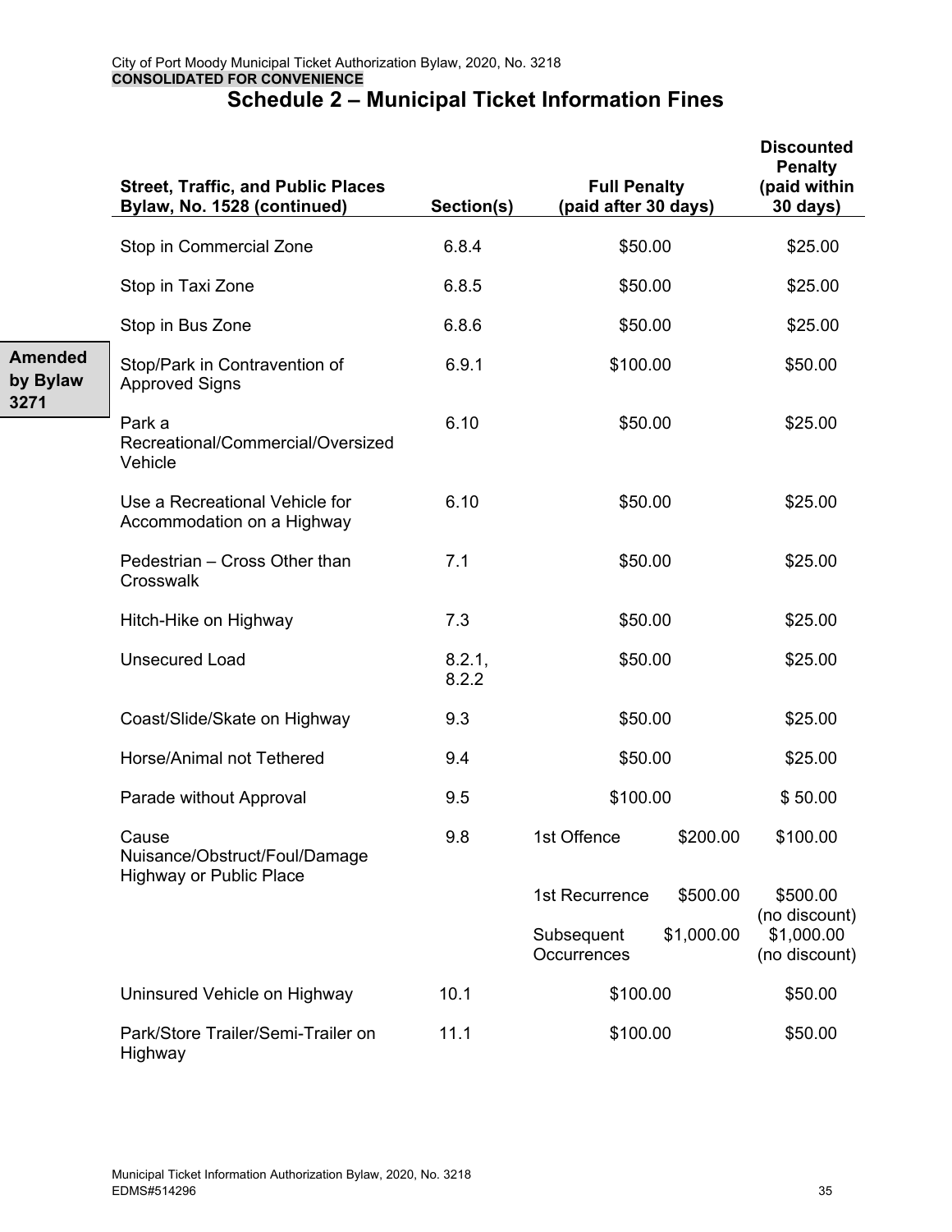City of Port Moody Municipal Ticket Authorization Bylaw, 2020, No. 3218
**CONSOLIDATED FOR CONVENIENCE**

## Schedule 2 – Municipal Ticket Information Fines

| Street, Traffic, and Public Places Bylaw, No. 1528 (continued) | Section(s) | Full Penalty (paid after 30 days) | | Discounted Penalty (paid within 30 days) |
|---|---|---|---|---|
| Stop in Commercial Zone | 6.8.4 | $50.00 | | $25.00 |
| Stop in Taxi Zone | 6.8.5 | $50.00 | | $25.00 |
| Stop in Bus Zone | 6.8.6 | $50.00 | | $25.00 |
| Stop/Park in Contravention of Approved Signs (Amended by Bylaw 3271) | 6.9.1 | $100.00 | | $50.00 |
| Park a Recreational/Commercial/Oversized Vehicle | 6.10 | $50.00 | | $25.00 |
| Use a Recreational Vehicle for Accommodation on a Highway | 6.10 | $50.00 | | $25.00 |
| Pedestrian – Cross Other than Crosswalk | 7.1 | $50.00 | | $25.00 |
| Hitch-Hike on Highway | 7.3 | $50.00 | | $25.00 |
| Unsecured Load | 8.2.1, 8.2.2 | $50.00 | | $25.00 |
| Coast/Slide/Skate on Highway | 9.3 | $50.00 | | $25.00 |
| Horse/Animal not Tethered | 9.4 | $50.00 | | $25.00 |
| Parade without Approval | 9.5 | $100.00 | | $ 50.00 |
| Cause Nuisance/Obstruct/Foul/Damage Highway or Public Place | 9.8 | 1st Offence | $200.00 | $100.00 |
| | | 1st Recurrence | $500.00 | $500.00 (no discount) |
| | | Subsequent Occurrences | $1,000.00 | $1,000.00 (no discount) |
| Uninsured Vehicle on Highway | 10.1 | $100.00 | | $50.00 |
| Park/Store Trailer/Semi-Trailer on Highway | 11.1 | $100.00 | | $50.00 |

Municipal Ticket Information Authorization Bylaw, 2020, No. 3218
EDMS#514296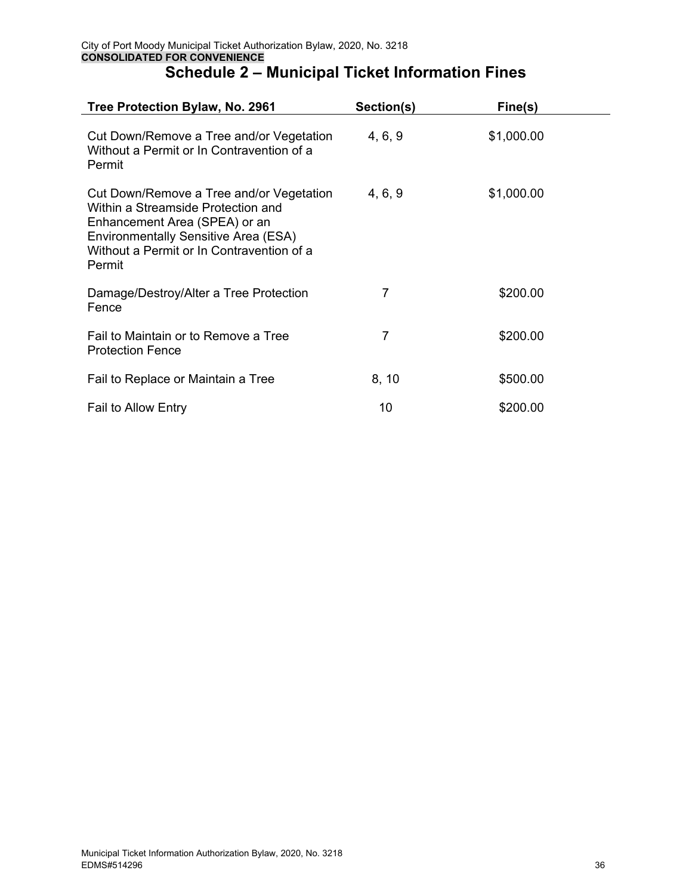# Schedule 2 – Municipal Ticket Information Fines

| Tree Protection Bylaw, No. 2961 | Section(s) | Fine(s) |
| --- | --- | --- |
| Cut Down/Remove a Tree and/or Vegetation Without a Permit or In Contravention of a Permit | 4, 6, 9 | $1,000.00 |
| Cut Down/Remove a Tree and/or Vegetation Within a Streamside Protection and Enhancement Area (SPEA) or an Environmentally Sensitive Area (ESA) Without a Permit or In Contravention of a Permit | 4, 6, 9 | $1,000.00 |
| Damage/Destroy/Alter a Tree Protection Fence | 7 | $200.00 |
| Fail to Maintain or to Remove a Tree Protection Fence | 7 | $200.00 |
| Fail to Replace or Maintain a Tree | 8, 10 | $500.00 |
| Fail to Allow Entry | 10 | $200.00 |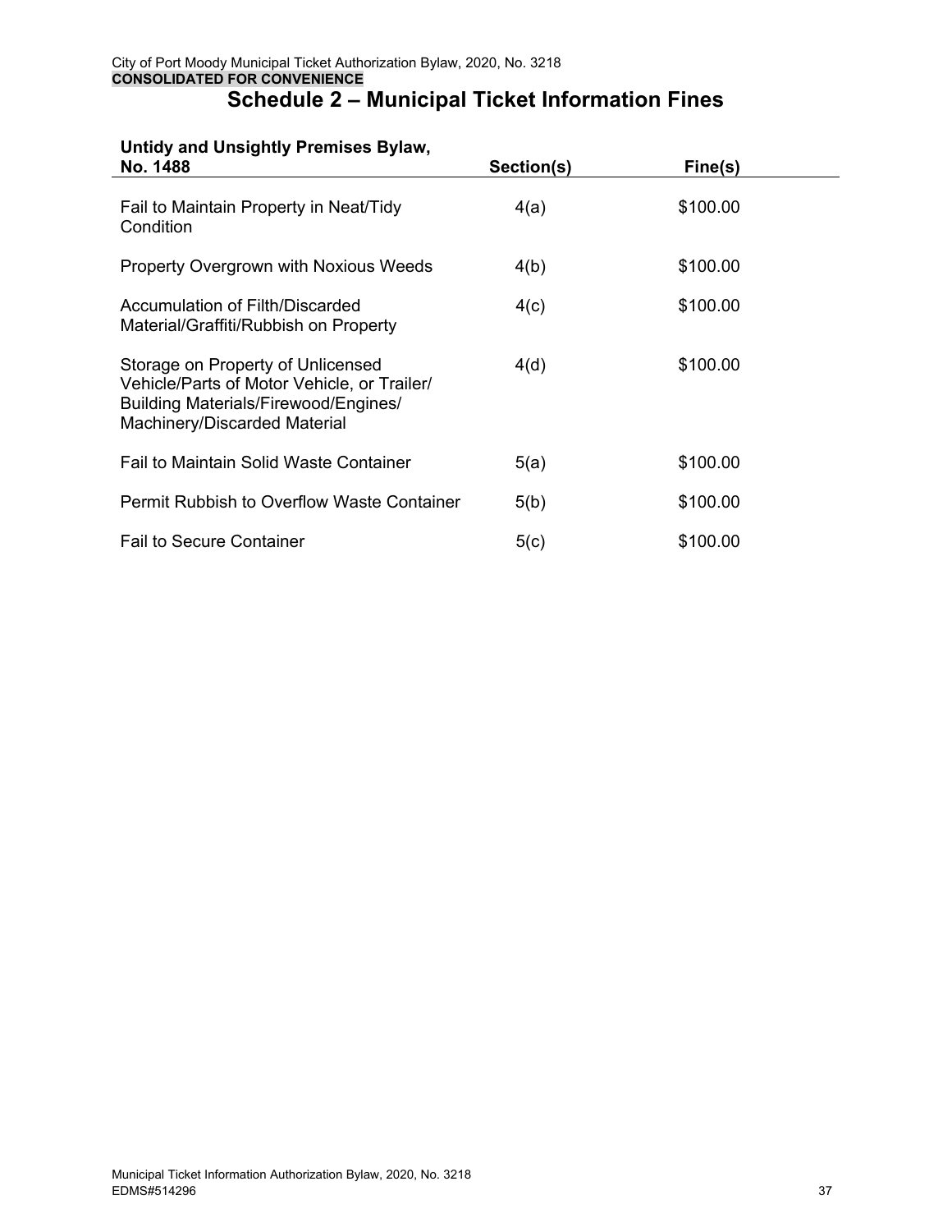# Schedule 2 – Municipal Ticket Information Fines

| Untidy and Unsightly Premises Bylaw, No. 1488 | Section(s) | Fine(s) |
|---|---|---|
| Fail to Maintain Property in Neat/Tidy Condition | 4(a) | $100.00 |
| Property Overgrown with Noxious Weeds | 4(b) | $100.00 |
| Accumulation of Filth/Discarded Material/Graffiti/Rubbish on Property | 4(c) | $100.00 |
| Storage on Property of Unlicensed Vehicle/Parts of Motor Vehicle, or Trailer/ Building Materials/Firewood/Engines/ Machinery/Discarded Material | 4(d) | $100.00 |
| Fail to Maintain Solid Waste Container | 5(a) | $100.00 |
| Permit Rubbish to Overflow Waste Container | 5(b) | $100.00 |
| Fail to Secure Container | 5(c) | $100.00 |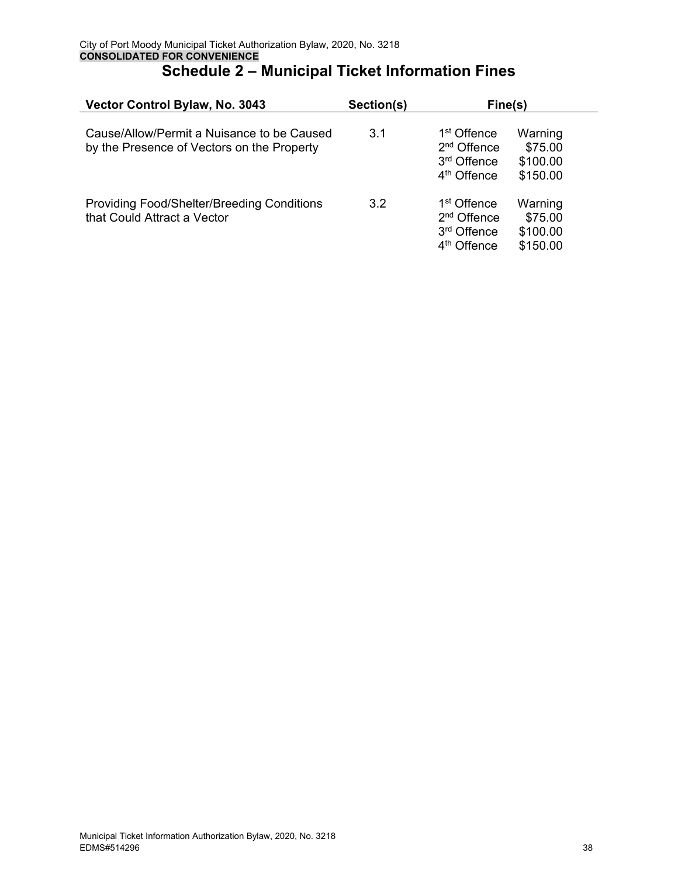## Schedule 2 – Municipal Ticket Information Fines

| Vector Control Bylaw, No. 3043 | Section(s) | Fine(s) | |
|---|---|---|---|
| Cause/Allow/Permit a Nuisance to be Caused by the Presence of Vectors on the Property | 3.1 | 1st Offence | Warning |
| | | 2nd Offence | $75.00 |
| | | 3rd Offence | $100.00 |
| | | 4th Offence | $150.00 |
| Providing Food/Shelter/Breeding Conditions that Could Attract a Vector | 3.2 | 1st Offence | Warning |
| | | 2nd Offence | $75.00 |
| | | 3rd Offence | $100.00 |
| | | 4th Offence | $150.00 |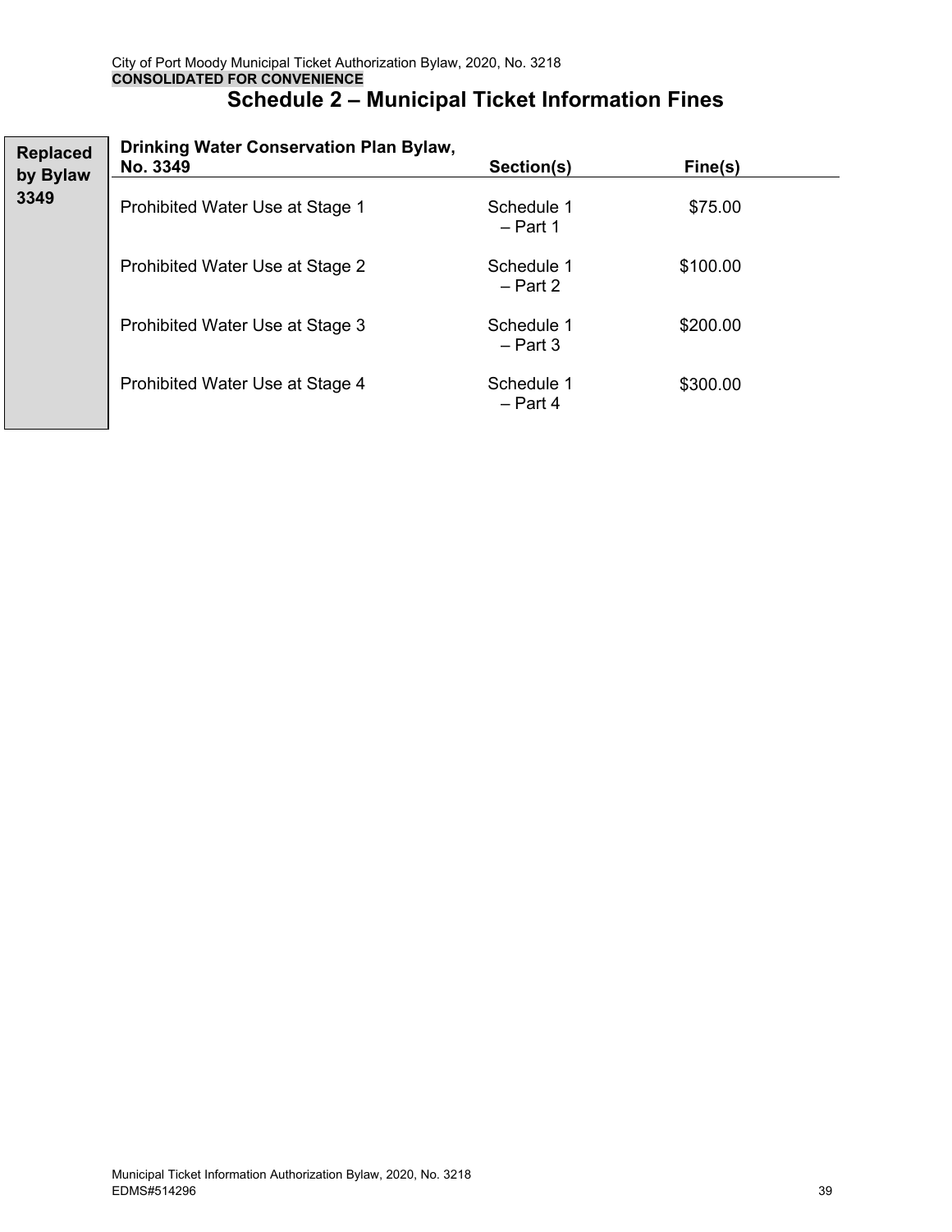City of Port Moody Municipal Ticket Authorization Bylaw, 2020, No. 3218
**CONSOLIDATED FOR CONVENIENCE**

# Schedule 2 – Municipal Ticket Information Fines

**Replaced by Bylaw 3349**

| Drinking Water Conservation Plan Bylaw, No. 3349 | Section(s) | Fine(s) |
|---|---|---|
| Prohibited Water Use at Stage 1 | Schedule 1 – Part 1 | $75.00 |
| Prohibited Water Use at Stage 2 | Schedule 1 – Part 2 | $100.00 |
| Prohibited Water Use at Stage 3 | Schedule 1 – Part 3 | $200.00 |
| Prohibited Water Use at Stage 4 | Schedule 1 – Part 4 | $300.00 |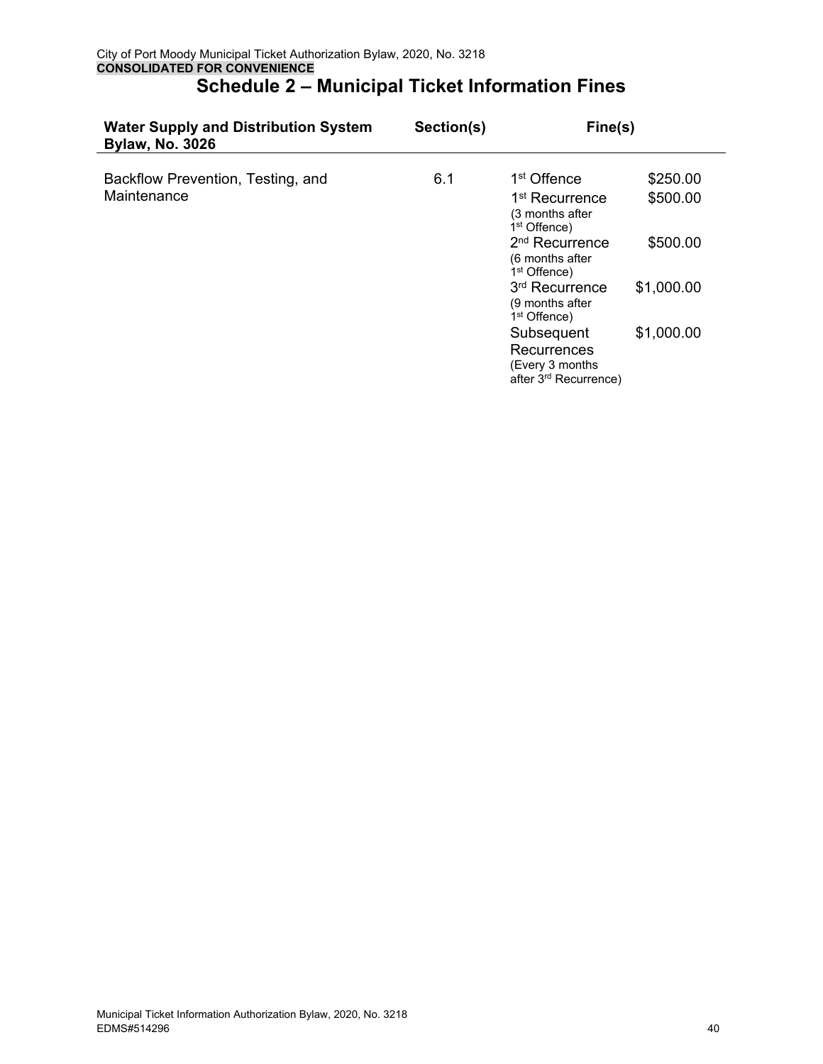City of Port Moody Municipal Ticket Authorization Bylaw, 2020, No. 3218
**CONSOLIDATED FOR CONVENIENCE**

# Schedule 2 – Municipal Ticket Information Fines

| Water Supply and Distribution System Bylaw, No. 3026 | Section(s) | Fine(s) | |
|---|---|---|---|
| Backflow Prevention, Testing, and Maintenance | 6.1 | 1st Offence | $250.00 |
| | | 1st Recurrence (3 months after 1st Offence) | $500.00 |
| | | 2nd Recurrence (6 months after 1st Offence) | $500.00 |
| | | 3rd Recurrence (9 months after 1st Offence) | $1,000.00 |
| | | Subsequent Recurrences (Every 3 months after 3rd Recurrence) | $1,000.00 |

Municipal Ticket Information Authorization Bylaw, 2020, No. 3218
EDMS#514296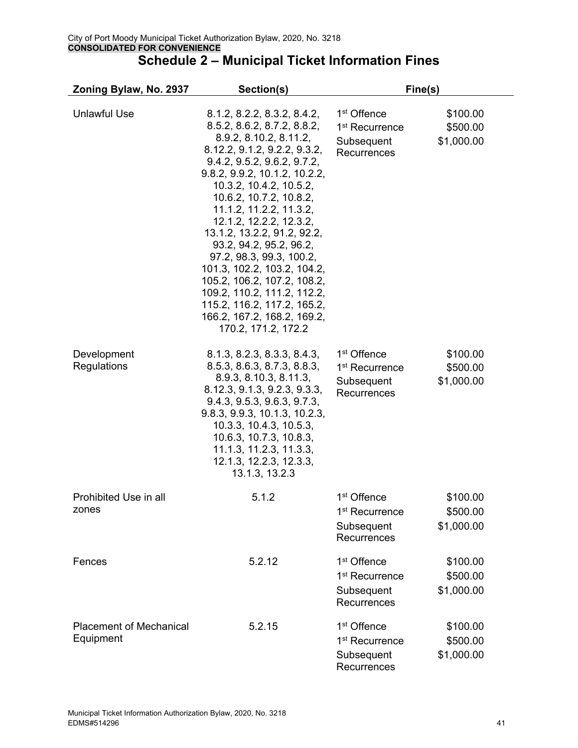# Schedule 2 – Municipal Ticket Information Fines

| Zoning Bylaw, No. 2937 | Section(s) | Fine(s) | |
|---|---|---|---|
| Unlawful Use | 8.1.2, 8.2.2, 8.3.2, 8.4.2, 8.5.2, 8.6.2, 8.7.2, 8.8.2, 8.9.2, 8.10.2, 8.11.2, 8.12.2, 9.1.2, 9.2.2, 9.3.2, 9.4.2, 9.5.2, 9.6.2, 9.7.2, 9.8.2, 9.9.2, 10.1.2, 10.2.2, 10.3.2, 10.4.2, 10.5.2, 10.6.2, 10.7.2, 10.8.2, 11.1.2, 11.2.2, 11.3.2, 12.1.2, 12.2.2, 12.3.2, 13.1.2, 13.2.2, 91.2, 92.2, 93.2, 94.2, 95.2, 96.2, 97.2, 98.3, 99.3, 100.2, 101.3, 102.2, 103.2, 104.2, 105.2, 106.2, 107.2, 108.2, 109.2, 110.2, 111.2, 112.2, 115.2, 116.2, 117.2, 165.2, 166.2, 167.2, 168.2, 169.2, 170.2, 171.2, 172.2 | 1st Offence<br>1st Recurrence<br>Subsequent Recurrences | \$100.00<br>\$500.00<br>\$1,000.00 |
| Development Regulations | 8.1.3, 8.2.3, 8.3.3, 8.4.3, 8.5.3, 8.6.3, 8.7.3, 8.8.3, 8.9.3, 8.10.3, 8.11.3, 8.12.3, 9.1.3, 9.2.3, 9.3.3, 9.4.3, 9.5.3, 9.6.3, 9.7.3, 9.8.3, 9.9.3, 10.1.3, 10.2.3, 10.3.3, 10.4.3, 10.5.3, 10.6.3, 10.7.3, 10.8.3, 11.1.3, 11.2.3, 11.3.3, 12.1.3, 12.2.3, 12.3.3, 13.1.3, 13.2.3 | 1st Offence<br>1st Recurrence<br>Subsequent Recurrences | \$100.00<br>\$500.00<br>\$1,000.00 |
| Prohibited Use in all zones | 5.1.2 | 1st Offence<br>1st Recurrence<br>Subsequent Recurrences | \$100.00<br>\$500.00<br>\$1,000.00 |
| Fences | 5.2.12 | 1st Offence<br>1st Recurrence<br>Subsequent Recurrences | \$100.00<br>\$500.00<br>\$1,000.00 |
| Placement of Mechanical Equipment | 5.2.15 | 1st Offence<br>1st Recurrence<br>Subsequent Recurrences | \$100.00<br>\$500.00<br>\$1,000.00 |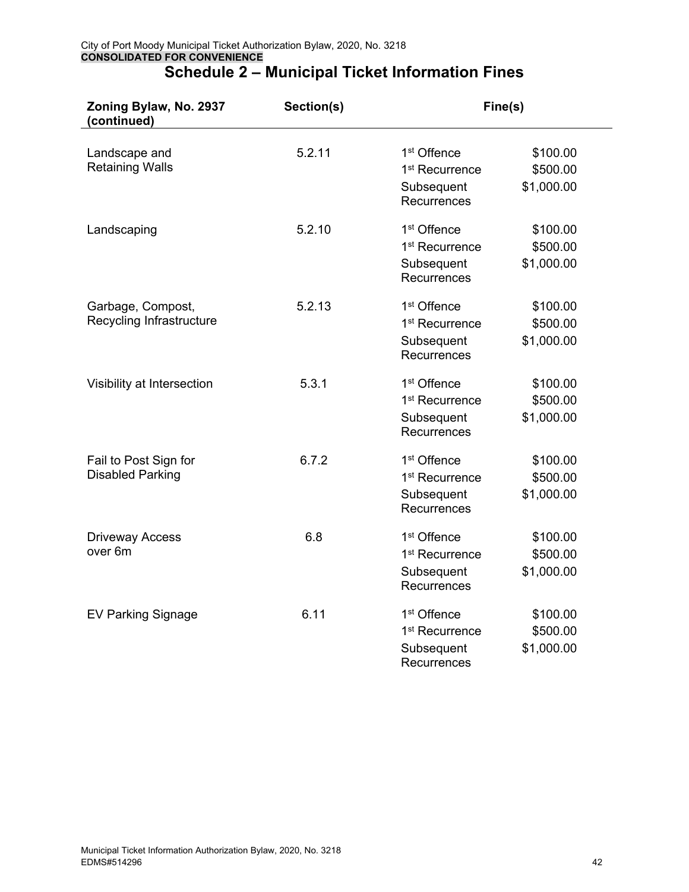## Schedule 2 – Municipal Ticket Information Fines

| Zoning Bylaw, No. 2937 (continued) | Section(s) | Fine(s) | |
|---|---|---|---|
| Landscape and Retaining Walls | 5.2.11 | 1st Offence | $100.00 |
| | | 1st Recurrence | $500.00 |
| | | Subsequent Recurrences | $1,000.00 |
| Landscaping | 5.2.10 | 1st Offence | $100.00 |
| | | 1st Recurrence | $500.00 |
| | | Subsequent Recurrences | $1,000.00 |
| Garbage, Compost, Recycling Infrastructure | 5.2.13 | 1st Offence | $100.00 |
| | | 1st Recurrence | $500.00 |
| | | Subsequent Recurrences | $1,000.00 |
| Visibility at Intersection | 5.3.1 | 1st Offence | $100.00 |
| | | 1st Recurrence | $500.00 |
| | | Subsequent Recurrences | $1,000.00 |
| Fail to Post Sign for Disabled Parking | 6.7.2 | 1st Offence | $100.00 |
| | | 1st Recurrence | $500.00 |
| | | Subsequent Recurrences | $1,000.00 |
| Driveway Access over 6m | 6.8 | 1st Offence | $100.00 |
| | | 1st Recurrence | $500.00 |
| | | Subsequent Recurrences | $1,000.00 |
| EV Parking Signage | 6.11 | 1st Offence | $100.00 |
| | | 1st Recurrence | $500.00 |
| | | Subsequent Recurrences | $1,000.00 |